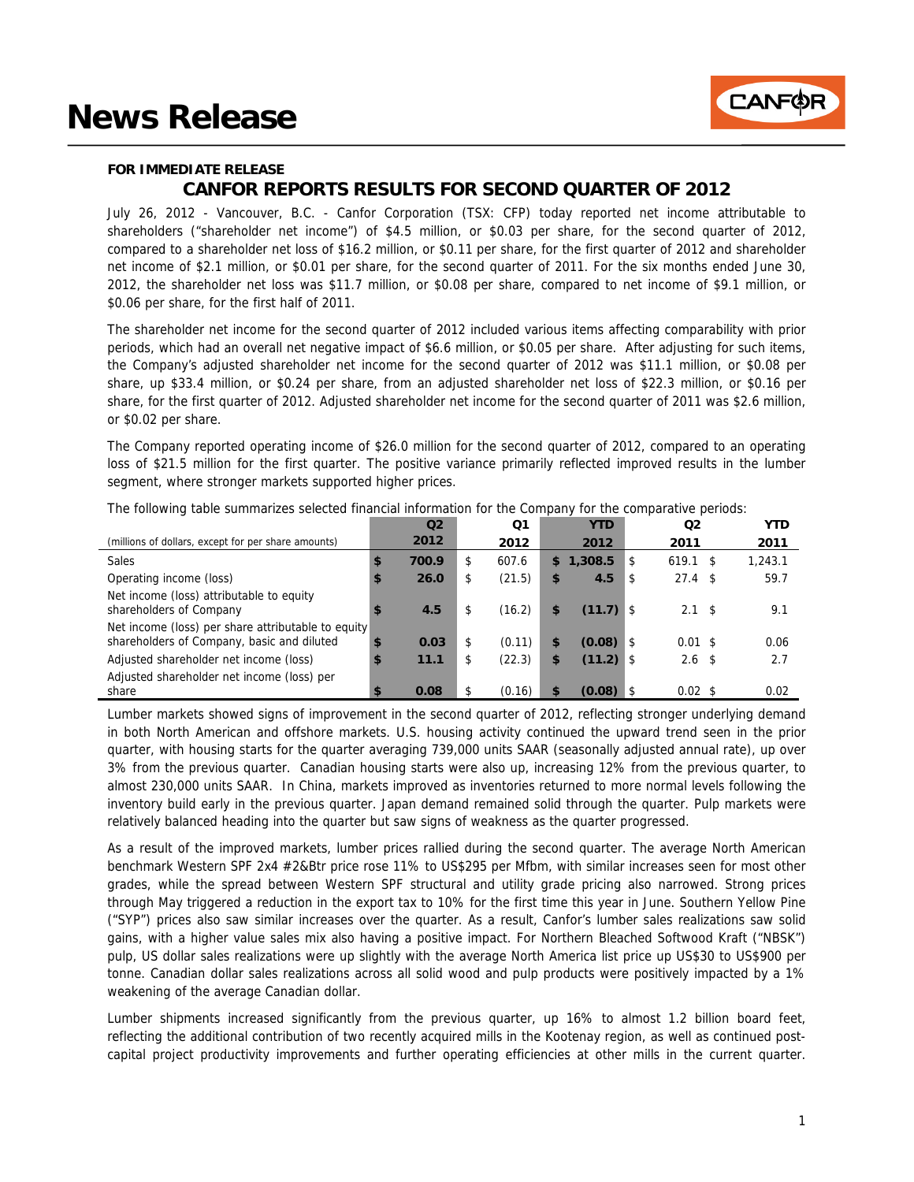# News Release

**FOR IMMEDIATE RELEASE**

## CANFOR REPORTS RESULTS FOR SECOND QUARTER OF 2012

July 26, 2012 - Vancouver, B.C. - Canfor Corporation (TSX: CFP) today reported net income attributable to shareholders ("shareholder net income") of $4.5 million, or $0.03 per share, for the second quarter of 2012, compared to a shareholder net loss of $16.2 million, or $0.11 per share, for the first quarter of 2012 and shareholder net income of $2.1 million, or $0.01 per share, for the second quarter of 2011. For the six months ended June 30, 2012, the shareholder net loss was $11.7 million, or $0.08 per share, compared to net income of $9.1 million, or $0.06 per share, for the first half of 2011.

The shareholder net income for the second quarter of 2012 included various items affecting comparability with prior periods, which had an overall net negative impact of $6.6 million, or $0.05 per share. After adjusting for such items, the Company's adjusted shareholder net income for the second quarter of 2012 was $11.1 million, or $0.08 per share, up $33.4 million, or $0.24 per share, from an adjusted shareholder net loss of $22.3 million, or $0.16 per share, for the first quarter of 2012. Adjusted shareholder net income for the second quarter of 2011 was $2.6 million, or $0.02 per share.

The Company reported operating income of $26.0 million for the second quarter of 2012, compared to an operating loss of $21.5 million for the first quarter. The positive variance primarily reflected improved results in the lumber segment, where stronger markets supported higher prices.

The following table summarizes selected financial information for the Company for the comparative periods:

| (millions of dollars, except for per share amounts) | **Q2 2012** | Q1 2012 | **YTD 2012** | Q2 2011 | YTD 2011 |
|---|---|---|---|---|---|
| Sales | **$ 700.9** | $ 607.6 | **$ 1,308.5** | $ 619.1 | $ 1,243.1 |
| Operating income (loss) | **$ 26.0** | $ (21.5) | **$ 4.5** | $ 27.4 | $ 59.7 |
| Net income (loss) attributable to equity shareholders of Company | **$ 4.5** | $ (16.2) | **$ (11.7)** | $ 2.1 | $ 9.1 |
| Net income (loss) per share attributable to equity shareholders of Company, basic and diluted | **$ 0.03** | $ (0.11) | **$ (0.08)** | $ 0.01 | $ 0.06 |
| Adjusted shareholder net income (loss) | **$ 11.1** | $ (22.3) | **$ (11.2)** | $ 2.6 | $ 2.7 |
| Adjusted shareholder net income (loss) per share | **$ 0.08** | $ (0.16) | **$ (0.08)** | $ 0.02 | $ 0.02 |

Lumber markets showed signs of improvement in the second quarter of 2012, reflecting stronger underlying demand in both North American and offshore markets. U.S. housing activity continued the upward trend seen in the prior quarter, with housing starts for the quarter averaging 739,000 units SAAR (seasonally adjusted annual rate), up over 3% from the previous quarter. Canadian housing starts were also up, increasing 12% from the previous quarter, to almost 230,000 units SAAR. In China, markets improved as inventories returned to more normal levels following the inventory build early in the previous quarter. Japan demand remained solid through the quarter. Pulp markets were relatively balanced heading into the quarter but saw signs of weakness as the quarter progressed.

As a result of the improved markets, lumber prices rallied during the second quarter. The average North American benchmark Western SPF 2x4 #2&Btr price rose 11% to US$295 per Mfbm, with similar increases seen for most other grades, while the spread between Western SPF structural and utility grade pricing also narrowed. Strong prices through May triggered a reduction in the export tax to 10% for the first time this year in June. Southern Yellow Pine ("SYP") prices also saw similar increases over the quarter. As a result, Canfor's lumber sales realizations saw solid gains, with a higher value sales mix also having a positive impact. For Northern Bleached Softwood Kraft ("NBSK") pulp, US dollar sales realizations were up slightly with the average North America list price up US$30 to US$900 per tonne. Canadian dollar sales realizations across all solid wood and pulp products were positively impacted by a 1% weakening of the average Canadian dollar.

Lumber shipments increased significantly from the previous quarter, up 16% to almost 1.2 billion board feet, reflecting the additional contribution of two recently acquired mills in the Kootenay region, as well as continued post-capital project productivity improvements and further operating efficiencies at other mills in the current quarter.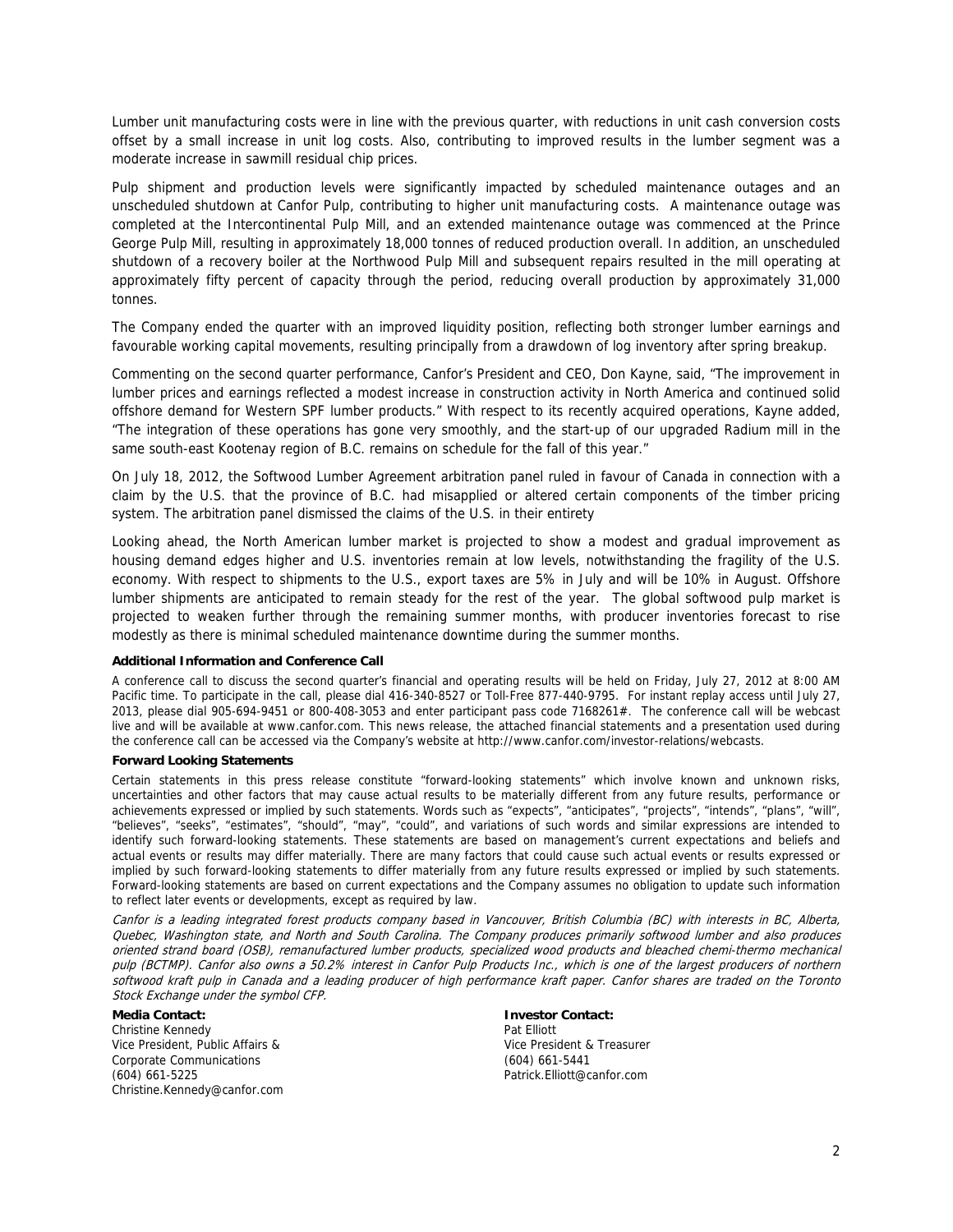Lumber unit manufacturing costs were in line with the previous quarter, with reductions in unit cash conversion costs offset by a small increase in unit log costs. Also, contributing to improved results in the lumber segment was a moderate increase in sawmill residual chip prices.

Pulp shipment and production levels were significantly impacted by scheduled maintenance outages and an unscheduled shutdown at Canfor Pulp, contributing to higher unit manufacturing costs. A maintenance outage was completed at the Intercontinental Pulp Mill, and an extended maintenance outage was commenced at the Prince George Pulp Mill, resulting in approximately 18,000 tonnes of reduced production overall. In addition, an unscheduled shutdown of a recovery boiler at the Northwood Pulp Mill and subsequent repairs resulted in the mill operating at approximately fifty percent of capacity through the period, reducing overall production by approximately 31,000 tonnes.

The Company ended the quarter with an improved liquidity position, reflecting both stronger lumber earnings and favourable working capital movements, resulting principally from a drawdown of log inventory after spring breakup.

Commenting on the second quarter performance, Canfor's President and CEO, Don Kayne, said, "The improvement in lumber prices and earnings reflected a modest increase in construction activity in North America and continued solid offshore demand for Western SPF lumber products." With respect to its recently acquired operations, Kayne added, "The integration of these operations has gone very smoothly, and the start-up of our upgraded Radium mill in the same south-east Kootenay region of B.C. remains on schedule for the fall of this year."

On July 18, 2012, the Softwood Lumber Agreement arbitration panel ruled in favour of Canada in connection with a claim by the U.S. that the province of B.C. had misapplied or altered certain components of the timber pricing system. The arbitration panel dismissed the claims of the U.S. in their entirety

Looking ahead, the North American lumber market is projected to show a modest and gradual improvement as housing demand edges higher and U.S. inventories remain at low levels, notwithstanding the fragility of the U.S. economy. With respect to shipments to the U.S., export taxes are 5% in July and will be 10% in August. Offshore lumber shipments are anticipated to remain steady for the rest of the year. The global softwood pulp market is projected to weaken further through the remaining summer months, with producer inventories forecast to rise modestly as there is minimal scheduled maintenance downtime during the summer months.

**Additional Information and Conference Call**

A conference call to discuss the second quarter's financial and operating results will be held on Friday, July 27, 2012 at 8:00 AM Pacific time. To participate in the call, please dial 416-340-8527 or Toll-Free 877-440-9795. For instant replay access until July 27, 2013, please dial 905-694-9451 or 800-408-3053 and enter participant pass code 7168261#. The conference call will be webcast live and will be available at www.canfor.com. This news release, the attached financial statements and a presentation used during the conference call can be accessed via the Company's website at http://www.canfor.com/investor-relations/webcasts.

**Forward Looking Statements**

Certain statements in this press release constitute "forward-looking statements" which involve known and unknown risks, uncertainties and other factors that may cause actual results to be materially different from any future results, performance or achievements expressed or implied by such statements. Words such as "expects", "anticipates", "projects", "intends", "plans", "will", "believes", "seeks", "estimates", "should", "may", "could", and variations of such words and similar expressions are intended to identify such forward-looking statements. These statements are based on management's current expectations and beliefs and actual events or results may differ materially. There are many factors that could cause such actual events or results expressed or implied by such forward-looking statements to differ materially from any future results expressed or implied by such statements. Forward-looking statements are based on current expectations and the Company assumes no obligation to update such information to reflect later events or developments, except as required by law.

*Canfor is a leading integrated forest products company based in Vancouver, British Columbia (BC) with interests in BC, Alberta, Quebec, Washington state, and North and South Carolina. The Company produces primarily softwood lumber and also produces oriented strand board (OSB), remanufactured lumber products, specialized wood products and bleached chemi-thermo mechanical pulp (BCTMP). Canfor also owns a 50.2% interest in Canfor Pulp Products Inc., which is one of the largest producers of northern softwood kraft pulp in Canada and a leading producer of high performance kraft paper. Canfor shares are traded on the Toronto Stock Exchange under the symbol CFP.*

**Media Contact:**
Christine Kennedy
Vice President, Public Affairs &
Corporate Communications
(604) 661-5225
Christine.Kennedy@canfor.com

**Investor Contact:**
Pat Elliott
Vice President & Treasurer
(604) 661-5441
Patrick.Elliott@canfor.com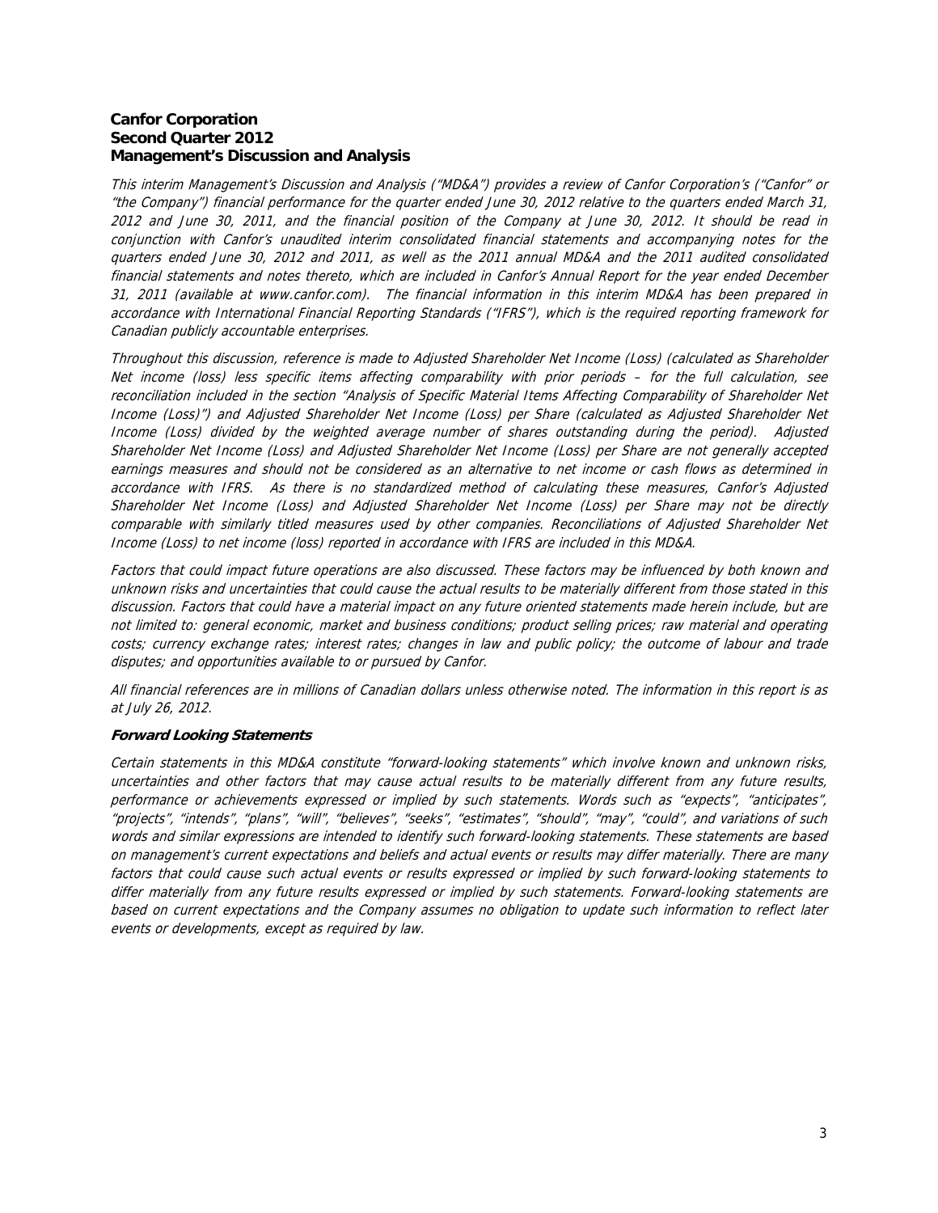**Canfor Corporation**
**Second Quarter 2012**
**Management's Discussion and Analysis**

*This interim Management's Discussion and Analysis ("MD&A") provides a review of Canfor Corporation's ("Canfor" or "the Company") financial performance for the quarter ended June 30, 2012 relative to the quarters ended March 31, 2012 and June 30, 2011, and the financial position of the Company at June 30, 2012. It should be read in conjunction with Canfor's unaudited interim consolidated financial statements and accompanying notes for the quarters ended June 30, 2012 and 2011, as well as the 2011 annual MD&A and the 2011 audited consolidated financial statements and notes thereto, which are included in Canfor's Annual Report for the year ended December 31, 2011 (available at www.canfor.com). The financial information in this interim MD&A has been prepared in accordance with International Financial Reporting Standards ("IFRS"), which is the required reporting framework for Canadian publicly accountable enterprises.*

*Throughout this discussion, reference is made to Adjusted Shareholder Net Income (Loss) (calculated as Shareholder Net income (loss) less specific items affecting comparability with prior periods – for the full calculation, see reconciliation included in the section "Analysis of Specific Material Items Affecting Comparability of Shareholder Net Income (Loss)") and Adjusted Shareholder Net Income (Loss) per Share (calculated as Adjusted Shareholder Net Income (Loss) divided by the weighted average number of shares outstanding during the period). Adjusted Shareholder Net Income (Loss) and Adjusted Shareholder Net Income (Loss) per Share are not generally accepted earnings measures and should not be considered as an alternative to net income or cash flows as determined in accordance with IFRS. As there is no standardized method of calculating these measures, Canfor's Adjusted Shareholder Net Income (Loss) and Adjusted Shareholder Net Income (Loss) per Share may not be directly comparable with similarly titled measures used by other companies. Reconciliations of Adjusted Shareholder Net Income (Loss) to net income (loss) reported in accordance with IFRS are included in this MD&A.*

*Factors that could impact future operations are also discussed. These factors may be influenced by both known and unknown risks and uncertainties that could cause the actual results to be materially different from those stated in this discussion. Factors that could have a material impact on any future oriented statements made herein include, but are not limited to: general economic, market and business conditions; product selling prices; raw material and operating costs; currency exchange rates; interest rates; changes in law and public policy; the outcome of labour and trade disputes; and opportunities available to or pursued by Canfor.*

*All financial references are in millions of Canadian dollars unless otherwise noted. The information in this report is as at July 26, 2012.*

***Forward Looking Statements***

*Certain statements in this MD&A constitute "forward-looking statements" which involve known and unknown risks, uncertainties and other factors that may cause actual results to be materially different from any future results, performance or achievements expressed or implied by such statements. Words such as "expects", "anticipates", "projects", "intends", "plans", "will", "believes", "seeks", "estimates", "should", "may", "could", and variations of such words and similar expressions are intended to identify such forward-looking statements. These statements are based on management's current expectations and beliefs and actual events or results may differ materially. There are many factors that could cause such actual events or results expressed or implied by such forward-looking statements to differ materially from any future results expressed or implied by such statements. Forward-looking statements are based on current expectations and the Company assumes no obligation to update such information to reflect later events or developments, except as required by law.*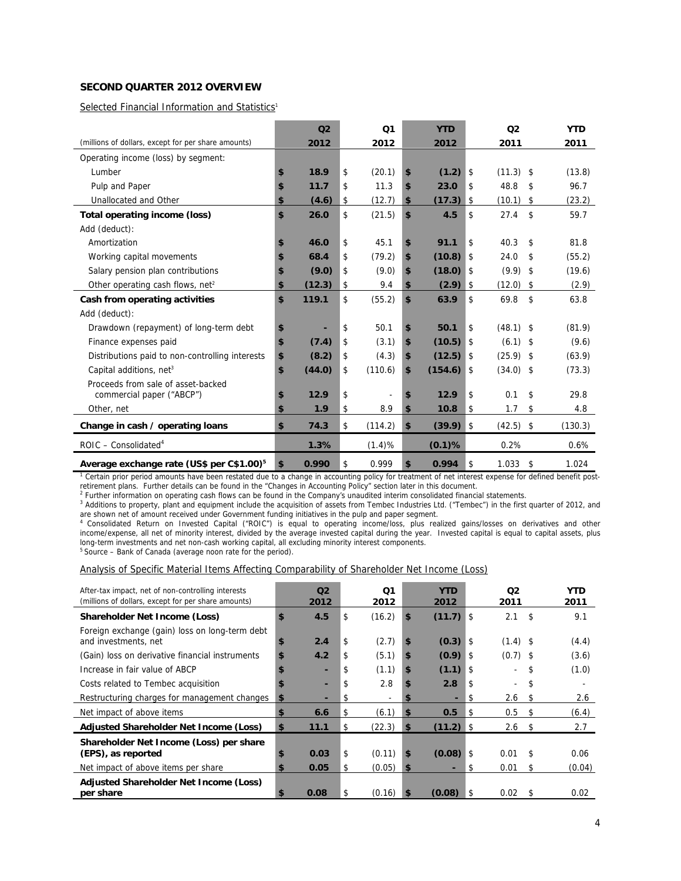## SECOND QUARTER 2012 OVERVIEW

Selected Financial Information and Statistics[1]

| (millions of dollars, except for per share amounts) | Q2 2012 | Q1 2012 | YTD 2012 | Q2 2011 | YTD 2011 |
|---|---|---|---|---|---|
| Operating income (loss) by segment: | | | | | |
| Lumber | $ 18.9 | $ (20.1) | $ (1.2) | $ (11.3) | $ (13.8) |
| Pulp and Paper | $ 11.7 | $ 11.3 | $ 23.0 | $ 48.8 | $ 96.7 |
| Unallocated and Other | $ (4.6) | $ (12.7) | $ (17.3) | $ (10.1) | $ (23.2) |
| **Total operating income (loss)** | **$ 26.0** | $ (21.5) | **$ 4.5** | $ 27.4 | $ 59.7 |
| Add (deduct): | | | | | |
| Amortization | $ 46.0 | $ 45.1 | $ 91.1 | $ 40.3 | $ 81.8 |
| Working capital movements | $ 68.4 | $ (79.2) | $ (10.8) | $ 24.0 | $ (55.2) |
| Salary pension plan contributions | $ (9.0) | $ (9.0) | $ (18.0) | $ (9.9) | $ (19.6) |
| Other operating cash flows, net[2] | $ (12.3) | $ 9.4 | $ (2.9) | $ (12.0) | $ (2.9) |
| **Cash from operating activities** | **$ 119.1** | $ (55.2) | **$ 63.9** | $ 69.8 | $ 63.8 |
| Add (deduct): | | | | | |
| Drawdown (repayment) of long-term debt | $ - | $ 50.1 | $ 50.1 | $ (48.1) | $ (81.9) |
| Finance expenses paid | $ (7.4) | $ (3.1) | $ (10.5) | $ (6.1) | $ (9.6) |
| Distributions paid to non-controlling interests | $ (8.2) | $ (4.3) | $ (12.5) | $ (25.9) | $ (63.9) |
| Capital additions, net[3] | $ (44.0) | $ (110.6) | $ (154.6) | $ (34.0) | $ (73.3) |
| Proceeds from sale of asset-backed commercial paper ("ABCP") | $ 12.9 | $ - | $ 12.9 | $ 0.1 | $ 29.8 |
| Other, net | $ 1.9 | $ 8.9 | $ 10.8 | $ 1.7 | $ 4.8 |
| **Change in cash / operating loans** | **$ 74.3** | $ (114.2) | **$ (39.9)** | $ (42.5) | $ (130.3) |
| ROIC – Consolidated[4] | 1.3% | (1.4)% | (0.1)% | 0.2% | 0.6% |
| **Average exchange rate (US$ per C$1.00)[5]** | **$ 0.990** | $ 0.999 | **$ 0.994** | $ 1.033 | $ 1.024 |

[1] Certain prior period amounts have been restated due to a change in accounting policy for treatment of net interest expense for defined benefit post-retirement plans. Further details can be found in the "Changes in Accounting Policy" section later in this document.
[2] Further information on operating cash flows can be found in the Company's unaudited interim consolidated financial statements.
[3] Additions to property, plant and equipment include the acquisition of assets from Tembec Industries Ltd. ("Tembec") in the first quarter of 2012, and are shown net of amount received under Government funding initiatives in the pulp and paper segment.
[4] Consolidated Return on Invested Capital ("ROIC") is equal to operating income/loss, plus realized gains/losses on derivatives and other income/expense, all net of minority interest, divided by the average invested capital during the year. Invested capital is equal to capital assets, plus long-term investments and net non-cash working capital, all excluding minority interest components.
[5] Source – Bank of Canada (average noon rate for the period).

Analysis of Specific Material Items Affecting Comparability of Shareholder Net Income (Loss)

| After-tax impact, net of non-controlling interests (millions of dollars, except for per share amounts) | Q2 2012 | Q1 2012 | YTD 2012 | Q2 2011 | YTD 2011 |
|---|---|---|---|---|---|
| **Shareholder Net Income (Loss)** | $ 4.5 | $ (16.2) | $ (11.7) | $ 2.1 | $ 9.1 |
| Foreign exchange (gain) loss on long-term debt and investments, net | $ 2.4 | $ (2.7) | $ (0.3) | $ (1.4) | $ (4.4) |
| (Gain) loss on derivative financial instruments | $ 4.2 | $ (5.1) | $ (0.9) | $ (0.7) | $ (3.6) |
| Increase in fair value of ABCP | $ - | $ (1.1) | $ (1.1) | $ - | $ (1.0) |
| Costs related to Tembec acquisition | $ - | $ 2.8 | $ 2.8 | $ - | $ - |
| Restructuring charges for management changes | $ - | $ - | $ - | $ 2.6 | $ 2.6 |
| Net impact of above items | $ 6.6 | $ (6.1) | $ 0.5 | $ 0.5 | $ (6.4) |
| **Adjusted Shareholder Net Income (Loss)** | $ 11.1 | $ (22.3) | $ (11.2) | $ 2.6 | $ 2.7 |
| **Shareholder Net Income (Loss) per share (EPS), as reported** | $ 0.03 | $ (0.11) | $ (0.08) | $ 0.01 | $ 0.06 |
| Net impact of above items per share | $ 0.05 | $ (0.05) | $ - | $ 0.01 | $ (0.04) |
| **Adjusted Shareholder Net Income (Loss) per share** | $ 0.08 | $ (0.16) | $ (0.08) | $ 0.02 | $ 0.02 |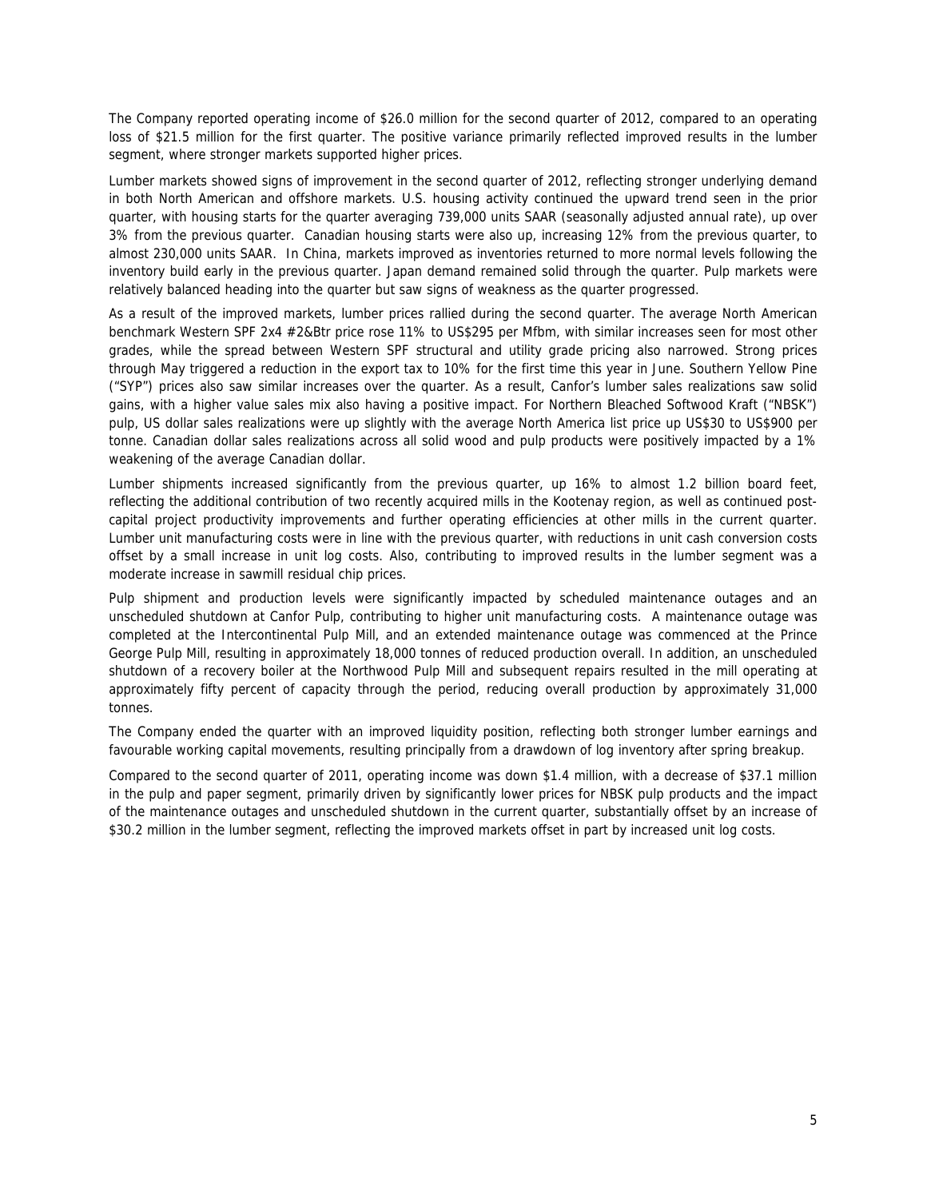The Company reported operating income of $26.0 million for the second quarter of 2012, compared to an operating loss of $21.5 million for the first quarter. The positive variance primarily reflected improved results in the lumber segment, where stronger markets supported higher prices.

Lumber markets showed signs of improvement in the second quarter of 2012, reflecting stronger underlying demand in both North American and offshore markets. U.S. housing activity continued the upward trend seen in the prior quarter, with housing starts for the quarter averaging 739,000 units SAAR (seasonally adjusted annual rate), up over 3% from the previous quarter. Canadian housing starts were also up, increasing 12% from the previous quarter, to almost 230,000 units SAAR. In China, markets improved as inventories returned to more normal levels following the inventory build early in the previous quarter. Japan demand remained solid through the quarter. Pulp markets were relatively balanced heading into the quarter but saw signs of weakness as the quarter progressed.

As a result of the improved markets, lumber prices rallied during the second quarter. The average North American benchmark Western SPF 2x4 #2&Btr price rose 11% to US$295 per Mfbm, with similar increases seen for most other grades, while the spread between Western SPF structural and utility grade pricing also narrowed. Strong prices through May triggered a reduction in the export tax to 10% for the first time this year in June. Southern Yellow Pine ("SYP") prices also saw similar increases over the quarter. As a result, Canfor's lumber sales realizations saw solid gains, with a higher value sales mix also having a positive impact. For Northern Bleached Softwood Kraft ("NBSK") pulp, US dollar sales realizations were up slightly with the average North America list price up US$30 to US$900 per tonne. Canadian dollar sales realizations across all solid wood and pulp products were positively impacted by a 1% weakening of the average Canadian dollar.

Lumber shipments increased significantly from the previous quarter, up 16% to almost 1.2 billion board feet, reflecting the additional contribution of two recently acquired mills in the Kootenay region, as well as continued post-capital project productivity improvements and further operating efficiencies at other mills in the current quarter. Lumber unit manufacturing costs were in line with the previous quarter, with reductions in unit cash conversion costs offset by a small increase in unit log costs. Also, contributing to improved results in the lumber segment was a moderate increase in sawmill residual chip prices.

Pulp shipment and production levels were significantly impacted by scheduled maintenance outages and an unscheduled shutdown at Canfor Pulp, contributing to higher unit manufacturing costs. A maintenance outage was completed at the Intercontinental Pulp Mill, and an extended maintenance outage was commenced at the Prince George Pulp Mill, resulting in approximately 18,000 tonnes of reduced production overall. In addition, an unscheduled shutdown of a recovery boiler at the Northwood Pulp Mill and subsequent repairs resulted in the mill operating at approximately fifty percent of capacity through the period, reducing overall production by approximately 31,000 tonnes.

The Company ended the quarter with an improved liquidity position, reflecting both stronger lumber earnings and favourable working capital movements, resulting principally from a drawdown of log inventory after spring breakup.

Compared to the second quarter of 2011, operating income was down $1.4 million, with a decrease of $37.1 million in the pulp and paper segment, primarily driven by significantly lower prices for NBSK pulp products and the impact of the maintenance outages and unscheduled shutdown in the current quarter, substantially offset by an increase of $30.2 million in the lumber segment, reflecting the improved markets offset in part by increased unit log costs.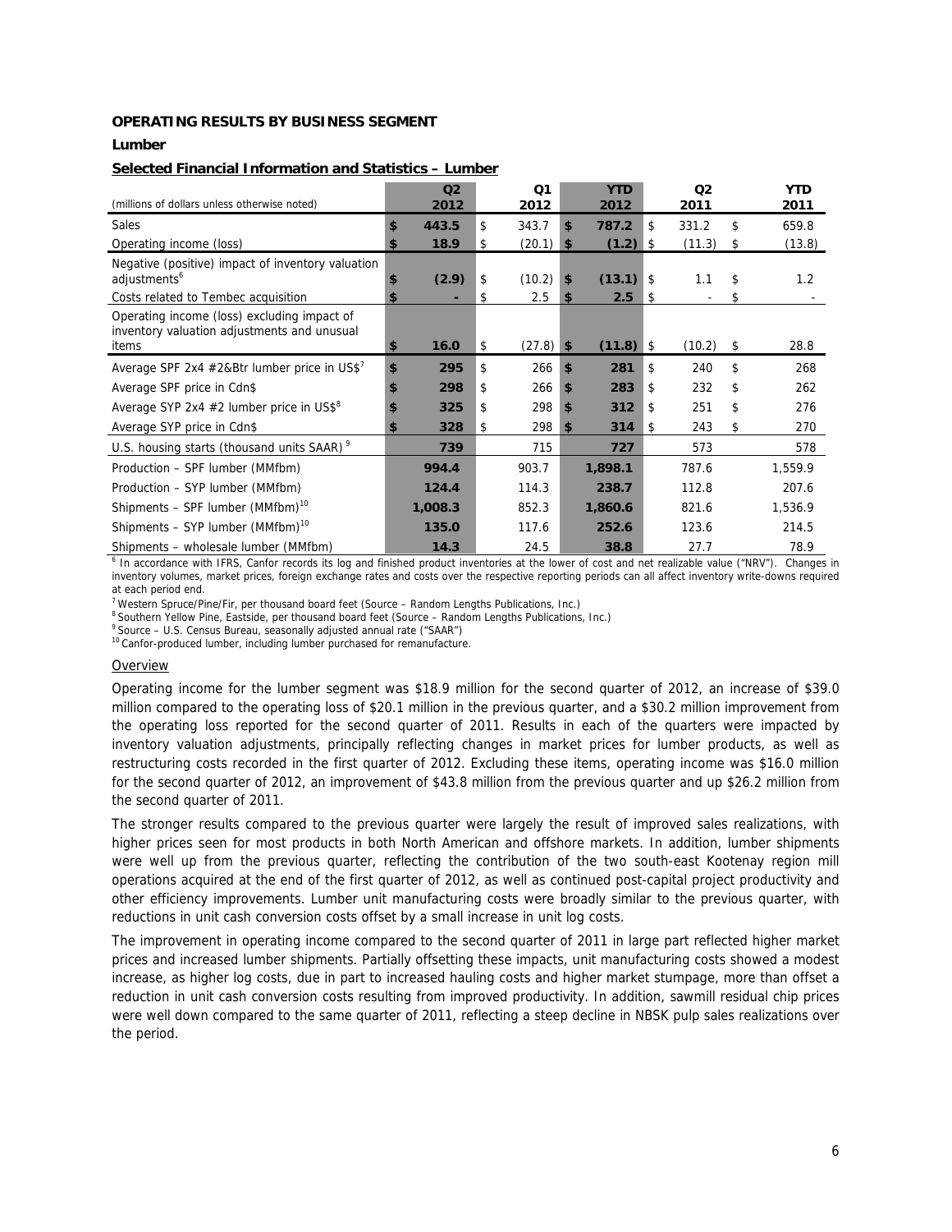**OPERATING RESULTS BY BUSINESS SEGMENT**

**Lumber**

**Selected Financial Information and Statistics – Lumber**

| (millions of dollars unless otherwise noted) | Q2 2012 | Q1 2012 | YTD 2012 | Q2 2011 | YTD 2011 |
|---|---|---|---|---|---|
| Sales | **$ 443.5** | $ 343.7 | **$ 787.2** | $ 331.2 | $ 659.8 |
| Operating income (loss) | **$ 18.9** | $ (20.1) | **$ (1.2)** | $ (11.3) | $ (13.8) |
| Negative (positive) impact of inventory valuation adjustments[6] | **$ (2.9)** | $ (10.2) | **$ (13.1)** | $ 1.1 | $ 1.2 |
| Costs related to Tembec acquisition | **$ -** | $ 2.5 | **$ 2.5** | $ - | $ - |
| Operating income (loss) excluding impact of inventory valuation adjustments and unusual items | **$ 16.0** | $ (27.8) | **$ (11.8)** | $ (10.2) | $ 28.8 |
| Average SPF 2x4 #2&Btr lumber price in US$[7] | **$ 295** | $ 266 | **$ 281** | $ 240 | $ 268 |
| Average SPF price in Cdn$ | **$ 298** | $ 266 | **$ 283** | $ 232 | $ 262 |
| Average SYP 2x4 #2 lumber price in US$[8] | **$ 325** | $ 298 | **$ 312** | $ 251 | $ 276 |
| Average SYP price in Cdn$ | **$ 328** | $ 298 | **$ 314** | $ 243 | $ 270 |
| U.S. housing starts (thousand units SAAR)[9] | **739** | 715 | **727** | 573 | 578 |
| Production – SPF lumber (MMfbm) | **994.4** | 903.7 | **1,898.1** | 787.6 | 1,559.9 |
| Production – SYP lumber (MMfbm) | **124.4** | 114.3 | **238.7** | 112.8 | 207.6 |
| Shipments – SPF lumber (MMfbm)[10] | **1,008.3** | 852.3 | **1,860.6** | 821.6 | 1,536.9 |
| Shipments – SYP lumber (MMfbm)[10] | **135.0** | 117.6 | **252.6** | 123.6 | 214.5 |
| Shipments – wholesale lumber (MMfbm) | **14.3** | 24.5 | **38.8** | 27.7 | 78.9 |

[6] In accordance with IFRS, Canfor records its log and finished product inventories at the lower of cost and net realizable value ("NRV"). Changes in inventory volumes, market prices, foreign exchange rates and costs over the respective reporting periods can all affect inventory write-downs required at each period end.
[7] Western Spruce/Pine/Fir, per thousand board feet (Source – Random Lengths Publications, Inc.)
[8] Southern Yellow Pine, Eastside, per thousand board feet (Source – Random Lengths Publications, Inc.)
[9] Source – U.S. Census Bureau, seasonally adjusted annual rate ("SAAR")
[10] Canfor-produced lumber, including lumber purchased for remanufacture.

Overview

Operating income for the lumber segment was $18.9 million for the second quarter of 2012, an increase of $39.0 million compared to the operating loss of $20.1 million in the previous quarter, and a $30.2 million improvement from the operating loss reported for the second quarter of 2011. Results in each of the quarters were impacted by inventory valuation adjustments, principally reflecting changes in market prices for lumber products, as well as restructuring costs recorded in the first quarter of 2012. Excluding these items, operating income was $16.0 million for the second quarter of 2012, an improvement of $43.8 million from the previous quarter and up $26.2 million from the second quarter of 2011.

The stronger results compared to the previous quarter were largely the result of improved sales realizations, with higher prices seen for most products in both North American and offshore markets. In addition, lumber shipments were well up from the previous quarter, reflecting the contribution of the two south-east Kootenay region mill operations acquired at the end of the first quarter of 2012, as well as continued post-capital project productivity and other efficiency improvements. Lumber unit manufacturing costs were broadly similar to the previous quarter, with reductions in unit cash conversion costs offset by a small increase in unit log costs.

The improvement in operating income compared to the second quarter of 2011 in large part reflected higher market prices and increased lumber shipments. Partially offsetting these impacts, unit manufacturing costs showed a modest increase, as higher log costs, due in part to increased hauling costs and higher market stumpage, more than offset a reduction in unit cash conversion costs resulting from improved productivity. In addition, sawmill residual chip prices were well down compared to the same quarter of 2011, reflecting a steep decline in NBSK pulp sales realizations over the period.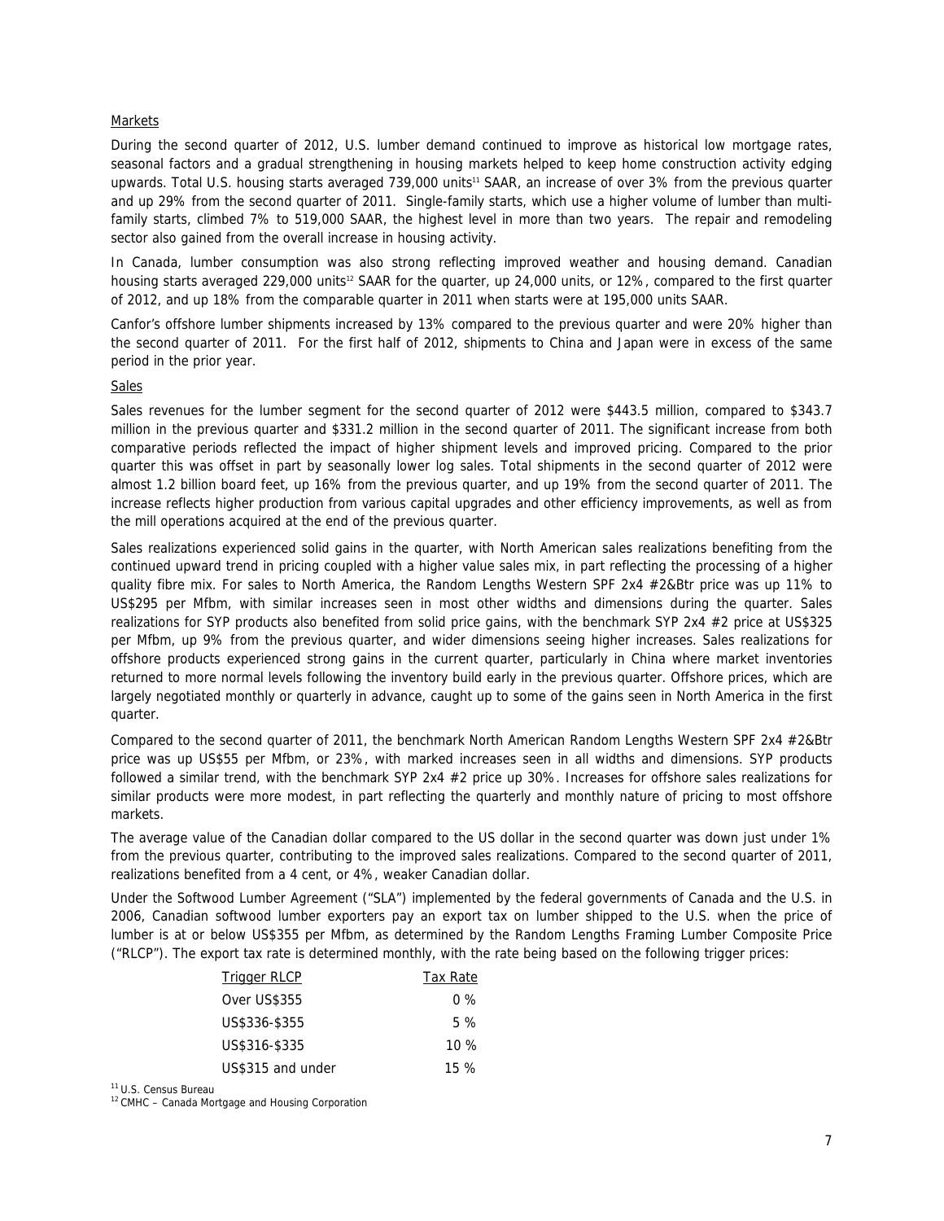Markets

During the second quarter of 2012, U.S. lumber demand continued to improve as historical low mortgage rates, seasonal factors and a gradual strengthening in housing markets helped to keep home construction activity edging upwards. Total U.S. housing starts averaged 739,000 units[11] SAAR, an increase of over 3% from the previous quarter and up 29% from the second quarter of 2011. Single-family starts, which use a higher volume of lumber than multi-family starts, climbed 7% to 519,000 SAAR, the highest level in more than two years. The repair and remodeling sector also gained from the overall increase in housing activity.

In Canada, lumber consumption was also strong reflecting improved weather and housing demand. Canadian housing starts averaged 229,000 units[12] SAAR for the quarter, up 24,000 units, or 12%, compared to the first quarter of 2012, and up 18% from the comparable quarter in 2011 when starts were at 195,000 units SAAR.

Canfor's offshore lumber shipments increased by 13% compared to the previous quarter and were 20% higher than the second quarter of 2011. For the first half of 2012, shipments to China and Japan were in excess of the same period in the prior year.

Sales

Sales revenues for the lumber segment for the second quarter of 2012 were $443.5 million, compared to $343.7 million in the previous quarter and $331.2 million in the second quarter of 2011. The significant increase from both comparative periods reflected the impact of higher shipment levels and improved pricing. Compared to the prior quarter this was offset in part by seasonally lower log sales. Total shipments in the second quarter of 2012 were almost 1.2 billion board feet, up 16% from the previous quarter, and up 19% from the second quarter of 2011. The increase reflects higher production from various capital upgrades and other efficiency improvements, as well as from the mill operations acquired at the end of the previous quarter.

Sales realizations experienced solid gains in the quarter, with North American sales realizations benefiting from the continued upward trend in pricing coupled with a higher value sales mix, in part reflecting the processing of a higher quality fibre mix. For sales to North America, the Random Lengths Western SPF 2x4 #2&Btr price was up 11% to US$295 per Mfbm, with similar increases seen in most other widths and dimensions during the quarter. Sales realizations for SYP products also benefited from solid price gains, with the benchmark SYP 2x4 #2 price at US$325 per Mfbm, up 9% from the previous quarter, and wider dimensions seeing higher increases. Sales realizations for offshore products experienced strong gains in the current quarter, particularly in China where market inventories returned to more normal levels following the inventory build early in the previous quarter. Offshore prices, which are largely negotiated monthly or quarterly in advance, caught up to some of the gains seen in North America in the first quarter.

Compared to the second quarter of 2011, the benchmark North American Random Lengths Western SPF 2x4 #2&Btr price was up US$55 per Mfbm, or 23%, with marked increases seen in all widths and dimensions. SYP products followed a similar trend, with the benchmark SYP 2x4 #2 price up 30%. Increases for offshore sales realizations for similar products were more modest, in part reflecting the quarterly and monthly nature of pricing to most offshore markets.

The average value of the Canadian dollar compared to the US dollar in the second quarter was down just under 1% from the previous quarter, contributing to the improved sales realizations. Compared to the second quarter of 2011, realizations benefited from a 4 cent, or 4%, weaker Canadian dollar.

Under the Softwood Lumber Agreement ("SLA") implemented by the federal governments of Canada and the U.S. in 2006, Canadian softwood lumber exporters pay an export tax on lumber shipped to the U.S. when the price of lumber is at or below US$355 per Mfbm, as determined by the Random Lengths Framing Lumber Composite Price ("RLCP"). The export tax rate is determined monthly, with the rate being based on the following trigger prices:

| Trigger RLCP | Tax Rate |
|---|---|
| Over US$355 | 0 % |
| US$336-$355 | 5 % |
| US$316-$335 | 10 % |
| US$315 and under | 15 % |

[11] U.S. Census Bureau

[12] CMHC – Canada Mortgage and Housing Corporation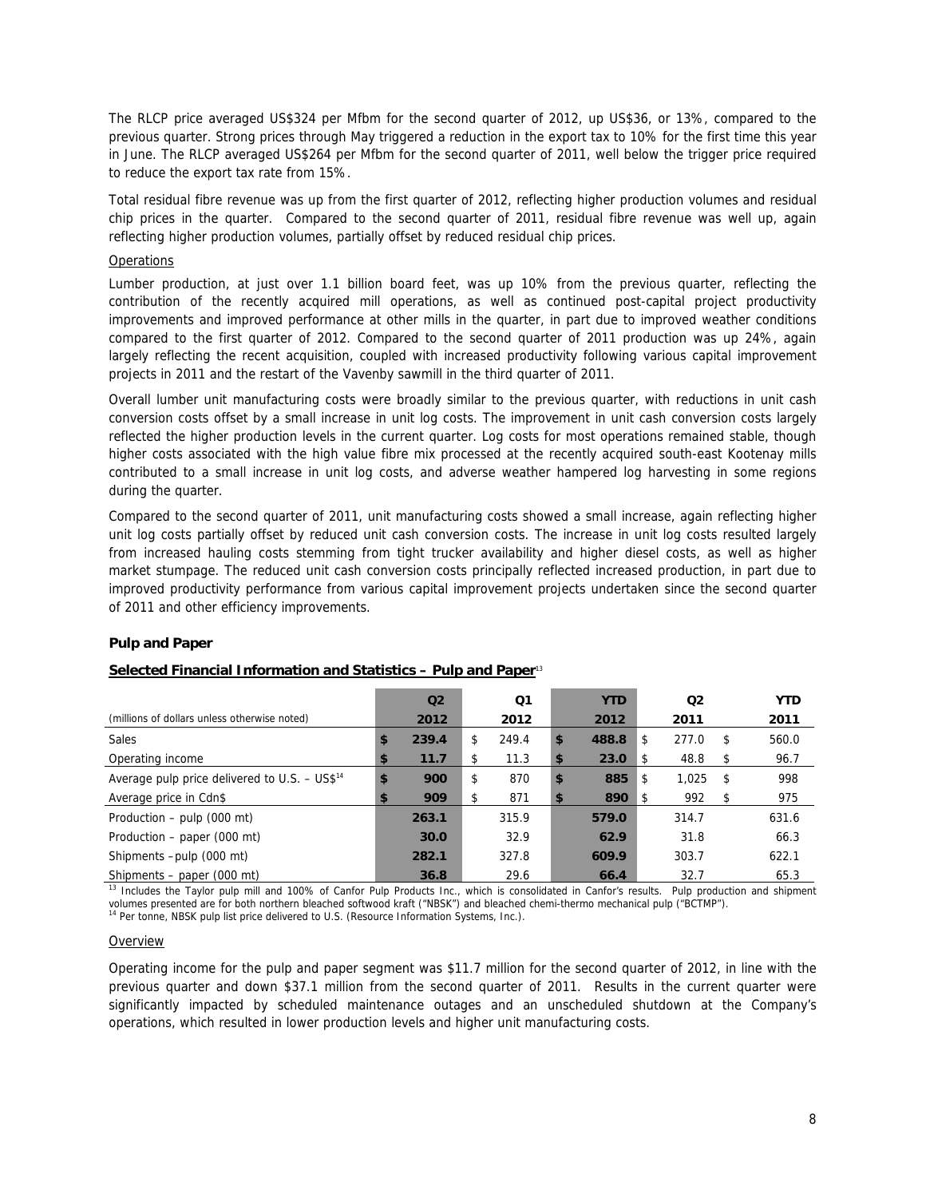The RLCP price averaged US$324 per Mfbm for the second quarter of 2012, up US$36, or 13%, compared to the previous quarter. Strong prices through May triggered a reduction in the export tax to 10% for the first time this year in June. The RLCP averaged US$264 per Mfbm for the second quarter of 2011, well below the trigger price required to reduce the export tax rate from 15%.

Total residual fibre revenue was up from the first quarter of 2012, reflecting higher production volumes and residual chip prices in the quarter. Compared to the second quarter of 2011, residual fibre revenue was well up, again reflecting higher production volumes, partially offset by reduced residual chip prices.

Operations

Lumber production, at just over 1.1 billion board feet, was up 10% from the previous quarter, reflecting the contribution of the recently acquired mill operations, as well as continued post-capital project productivity improvements and improved performance at other mills in the quarter, in part due to improved weather conditions compared to the first quarter of 2012. Compared to the second quarter of 2011 production was up 24%, again largely reflecting the recent acquisition, coupled with increased productivity following various capital improvement projects in 2011 and the restart of the Vavenby sawmill in the third quarter of 2011.

Overall lumber unit manufacturing costs were broadly similar to the previous quarter, with reductions in unit cash conversion costs offset by a small increase in unit log costs. The improvement in unit cash conversion costs largely reflected the higher production levels in the current quarter. Log costs for most operations remained stable, though higher costs associated with the high value fibre mix processed at the recently acquired south-east Kootenay mills contributed to a small increase in unit log costs, and adverse weather hampered log harvesting in some regions during the quarter.

Compared to the second quarter of 2011, unit manufacturing costs showed a small increase, again reflecting higher unit log costs partially offset by reduced unit cash conversion costs. The increase in unit log costs resulted largely from increased hauling costs stemming from tight trucker availability and higher diesel costs, as well as higher market stumpage. The reduced unit cash conversion costs principally reflected increased production, in part due to improved productivity performance from various capital improvement projects undertaken since the second quarter of 2011 and other efficiency improvements.

**Pulp and Paper**

**Selected Financial Information and Statistics – Pulp and Paper**[13]

| (millions of dollars unless otherwise noted) | Q2 2012 | Q1 2012 | YTD 2012 | Q2 2011 | YTD 2011 |
|---|---|---|---|---|---|
| Sales | $ 239.4 | $ 249.4 | $ 488.8 | $ 277.0 | $ 560.0 |
| Operating income | $ 11.7 | $ 11.3 | $ 23.0 | $ 48.8 | $ 96.7 |
| Average pulp price delivered to U.S. – US$[14] | $ 900 | $ 870 | $ 885 | $ 1,025 | $ 998 |
| Average price in Cdn$ | $ 909 | $ 871 | $ 890 | $ 992 | $ 975 |
| Production – pulp (000 mt) | 263.1 | 315.9 | 579.0 | 314.7 | 631.6 |
| Production – paper (000 mt) | 30.0 | 32.9 | 62.9 | 31.8 | 66.3 |
| Shipments – pulp (000 mt) | 282.1 | 327.8 | 609.9 | 303.7 | 622.1 |
| Shipments – paper (000 mt) | 36.8 | 29.6 | 66.4 | 32.7 | 65.3 |

[13] Includes the Taylor pulp mill and 100% of Canfor Pulp Products Inc., which is consolidated in Canfor's results. Pulp production and shipment volumes presented are for both northern bleached softwood kraft ("NBSK") and bleached chemi-thermo mechanical pulp ("BCTMP").
[14] Per tonne, NBSK pulp list price delivered to U.S. (Resource Information Systems, Inc.).

Overview

Operating income for the pulp and paper segment was $11.7 million for the second quarter of 2012, in line with the previous quarter and down $37.1 million from the second quarter of 2011. Results in the current quarter were significantly impacted by scheduled maintenance outages and an unscheduled shutdown at the Company's operations, which resulted in lower production levels and higher unit manufacturing costs.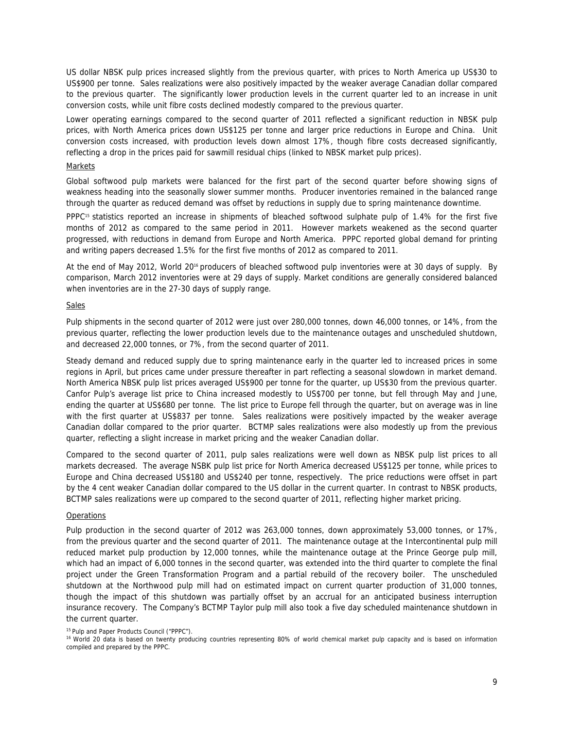US dollar NBSK pulp prices increased slightly from the previous quarter, with prices to North America up US$30 to US$900 per tonne. Sales realizations were also positively impacted by the weaker average Canadian dollar compared to the previous quarter. The significantly lower production levels in the current quarter led to an increase in unit conversion costs, while unit fibre costs declined modestly compared to the previous quarter.

Lower operating earnings compared to the second quarter of 2011 reflected a significant reduction in NBSK pulp prices, with North America prices down US$125 per tonne and larger price reductions in Europe and China. Unit conversion costs increased, with production levels down almost 17%, though fibre costs decreased significantly, reflecting a drop in the prices paid for sawmill residual chips (linked to NBSK market pulp prices).

Markets

Global softwood pulp markets were balanced for the first part of the second quarter before showing signs of weakness heading into the seasonally slower summer months. Producer inventories remained in the balanced range through the quarter as reduced demand was offset by reductions in supply due to spring maintenance downtime.

PPPC[15] statistics reported an increase in shipments of bleached softwood sulphate pulp of 1.4% for the first five months of 2012 as compared to the same period in 2011. However markets weakened as the second quarter progressed, with reductions in demand from Europe and North America. PPPC reported global demand for printing and writing papers decreased 1.5% for the first five months of 2012 as compared to 2011.

At the end of May 2012, World 20[16] producers of bleached softwood pulp inventories were at 30 days of supply. By comparison, March 2012 inventories were at 29 days of supply. Market conditions are generally considered balanced when inventories are in the 27-30 days of supply range.

Sales

Pulp shipments in the second quarter of 2012 were just over 280,000 tonnes, down 46,000 tonnes, or 14%, from the previous quarter, reflecting the lower production levels due to the maintenance outages and unscheduled shutdown, and decreased 22,000 tonnes, or 7%, from the second quarter of 2011.

Steady demand and reduced supply due to spring maintenance early in the quarter led to increased prices in some regions in April, but prices came under pressure thereafter in part reflecting a seasonal slowdown in market demand. North America NBSK pulp list prices averaged US$900 per tonne for the quarter, up US$30 from the previous quarter. Canfor Pulp's average list price to China increased modestly to US$700 per tonne, but fell through May and June, ending the quarter at US$680 per tonne. The list price to Europe fell through the quarter, but on average was in line with the first quarter at US$837 per tonne. Sales realizations were positively impacted by the weaker average Canadian dollar compared to the prior quarter. BCTMP sales realizations were also modestly up from the previous quarter, reflecting a slight increase in market pricing and the weaker Canadian dollar.

Compared to the second quarter of 2011, pulp sales realizations were well down as NBSK pulp list prices to all markets decreased. The average NSBK pulp list price for North America decreased US$125 per tonne, while prices to Europe and China decreased US$180 and US$240 per tonne, respectively. The price reductions were offset in part by the 4 cent weaker Canadian dollar compared to the US dollar in the current quarter. In contrast to NBSK products, BCTMP sales realizations were up compared to the second quarter of 2011, reflecting higher market pricing.

Operations

Pulp production in the second quarter of 2012 was 263,000 tonnes, down approximately 53,000 tonnes, or 17%, from the previous quarter and the second quarter of 2011. The maintenance outage at the Intercontinental pulp mill reduced market pulp production by 12,000 tonnes, while the maintenance outage at the Prince George pulp mill, which had an impact of 6,000 tonnes in the second quarter, was extended into the third quarter to complete the final project under the Green Transformation Program and a partial rebuild of the recovery boiler. The unscheduled shutdown at the Northwood pulp mill had on estimated impact on current quarter production of 31,000 tonnes, though the impact of this shutdown was partially offset by an accrual for an anticipated business interruption insurance recovery. The Company's BCTMP Taylor pulp mill also took a five day scheduled maintenance shutdown in the current quarter.

[15] Pulp and Paper Products Council ("PPPC").

[16] World 20 data is based on twenty producing countries representing 80% of world chemical market pulp capacity and is based on information compiled and prepared by the PPPC.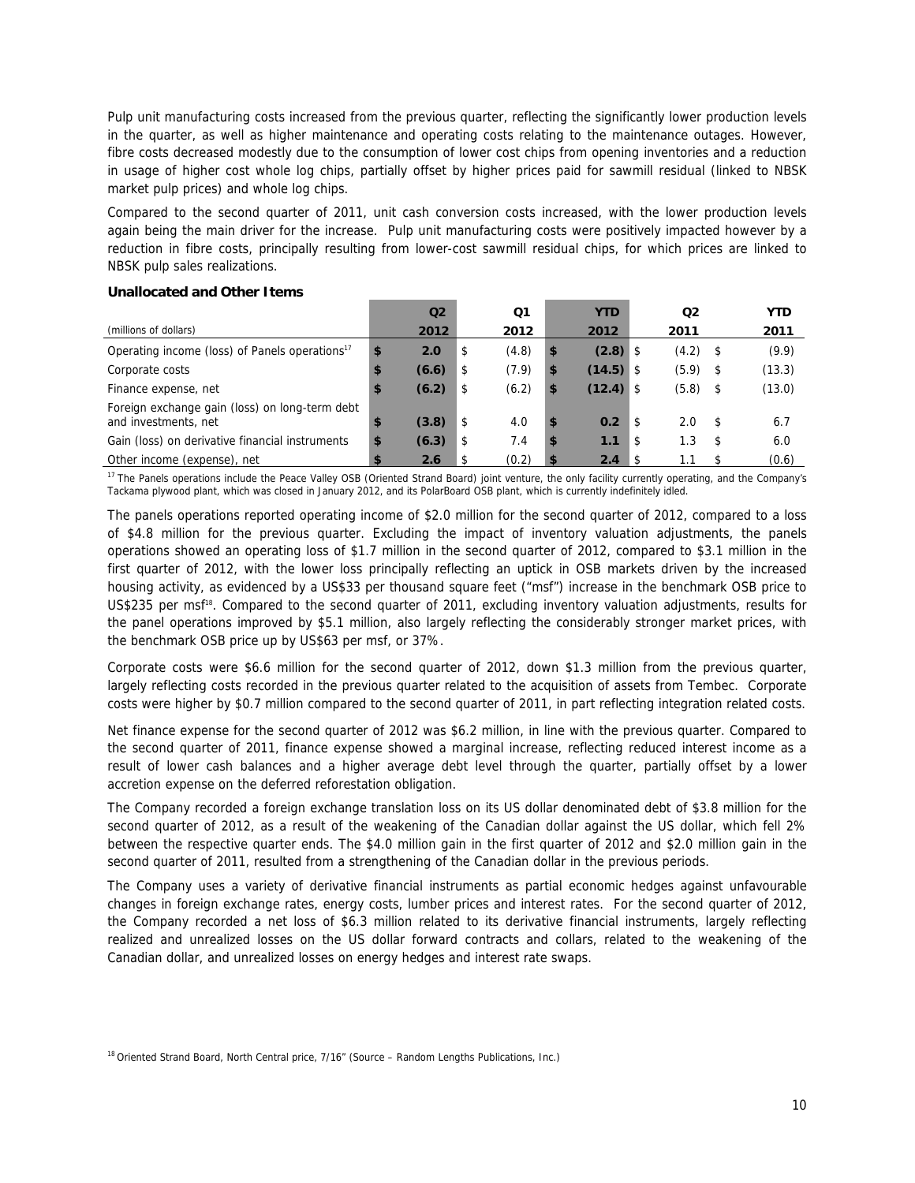Pulp unit manufacturing costs increased from the previous quarter, reflecting the significantly lower production levels in the quarter, as well as higher maintenance and operating costs relating to the maintenance outages. However, fibre costs decreased modestly due to the consumption of lower cost chips from opening inventories and a reduction in usage of higher cost whole log chips, partially offset by higher prices paid for sawmill residual (linked to NBSK market pulp prices) and whole log chips.

Compared to the second quarter of 2011, unit cash conversion costs increased, with the lower production levels again being the main driver for the increase. Pulp unit manufacturing costs were positively impacted however by a reduction in fibre costs, principally resulting from lower-cost sawmill residual chips, for which prices are linked to NBSK pulp sales realizations.

**Unallocated and Other Items**

| (millions of dollars) | Q2 2012 | Q1 2012 | YTD 2012 | Q2 2011 | YTD 2011 |
|---|---|---|---|---|---|
| Operating income (loss) of Panels operations[17] | $ 2.0 | $ (4.8) | $ (2.8) | $ (4.2) | $ (9.9) |
| Corporate costs | $ (6.6) | $ (7.9) | $ (14.5) | $ (5.9) | $ (13.3) |
| Finance expense, net | $ (6.2) | $ (6.2) | $ (12.4) | $ (5.8) | $ (13.0) |
| Foreign exchange gain (loss) on long-term debt and investments, net | $ (3.8) | $ 4.0 | $ 0.2 | $ 2.0 | $ 6.7 |
| Gain (loss) on derivative financial instruments | $ (6.3) | $ 7.4 | $ 1.1 | $ 1.3 | $ 6.0 |
| Other income (expense), net | $ 2.6 | $ (0.2) | $ 2.4 | $ 1.1 | $ (0.6) |

[17] The Panels operations include the Peace Valley OSB (Oriented Strand Board) joint venture, the only facility currently operating, and the Company's Tackama plywood plant, which was closed in January 2012, and its PolarBoard OSB plant, which is currently indefinitely idled.

The panels operations reported operating income of $2.0 million for the second quarter of 2012, compared to a loss of $4.8 million for the previous quarter. Excluding the impact of inventory valuation adjustments, the panels operations showed an operating loss of $1.7 million in the second quarter of 2012, compared to $3.1 million in the first quarter of 2012, with the lower loss principally reflecting an uptick in OSB markets driven by the increased housing activity, as evidenced by a US$33 per thousand square feet ("msf") increase in the benchmark OSB price to US$235 per msf[18]. Compared to the second quarter of 2011, excluding inventory valuation adjustments, results for the panel operations improved by $5.1 million, also largely reflecting the considerably stronger market prices, with the benchmark OSB price up by US$63 per msf, or 37%.

Corporate costs were $6.6 million for the second quarter of 2012, down $1.3 million from the previous quarter, largely reflecting costs recorded in the previous quarter related to the acquisition of assets from Tembec. Corporate costs were higher by $0.7 million compared to the second quarter of 2011, in part reflecting integration related costs.

Net finance expense for the second quarter of 2012 was $6.2 million, in line with the previous quarter. Compared to the second quarter of 2011, finance expense showed a marginal increase, reflecting reduced interest income as a result of lower cash balances and a higher average debt level through the quarter, partially offset by a lower accretion expense on the deferred reforestation obligation.

The Company recorded a foreign exchange translation loss on its US dollar denominated debt of $3.8 million for the second quarter of 2012, as a result of the weakening of the Canadian dollar against the US dollar, which fell 2% between the respective quarter ends. The $4.0 million gain in the first quarter of 2012 and $2.0 million gain in the second quarter of 2011, resulted from a strengthening of the Canadian dollar in the previous periods.

The Company uses a variety of derivative financial instruments as partial economic hedges against unfavourable changes in foreign exchange rates, energy costs, lumber prices and interest rates. For the second quarter of 2012, the Company recorded a net loss of $6.3 million related to its derivative financial instruments, largely reflecting realized and unrealized losses on the US dollar forward contracts and collars, related to the weakening of the Canadian dollar, and unrealized losses on energy hedges and interest rate swaps.

[18] Oriented Strand Board, North Central price, 7/16" (Source – Random Lengths Publications, Inc.)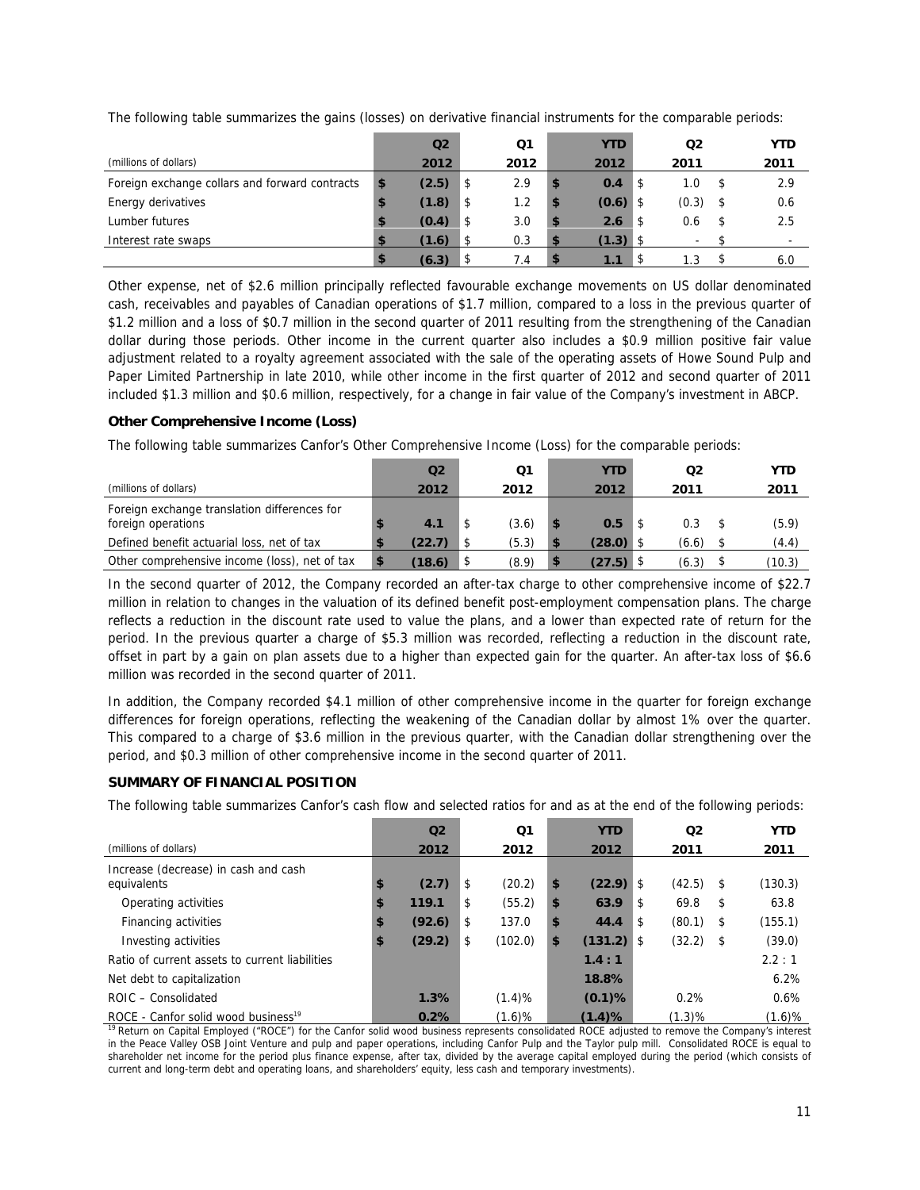The following table summarizes the gains (losses) on derivative financial instruments for the comparable periods:

| (millions of dollars) | Q2 2012 | Q1 2012 | YTD 2012 | Q2 2011 | YTD 2011 |
|---|---|---|---|---|---|
| Foreign exchange collars and forward contracts | **$ (2.5)** | $ 2.9 | **$ 0.4** | $ 1.0 | $ 2.9 |
| Energy derivatives | **$ (1.8)** | $ 1.2 | **$ (0.6)** | $ (0.3) | $ 0.6 |
| Lumber futures | **$ (0.4)** | $ 3.0 | **$ 2.6** | $ 0.6 | $ 2.5 |
| Interest rate swaps | **$ (1.6)** | $ 0.3 | **$ (1.3)** | $ - | $ - |
| | **$ (6.3)** | $ 7.4 | **$ 1.1** | $ 1.3 | $ 6.0 |

Other expense, net of $2.6 million principally reflected favourable exchange movements on US dollar denominated cash, receivables and payables of Canadian operations of $1.7 million, compared to a loss in the previous quarter of $1.2 million and a loss of $0.7 million in the second quarter of 2011 resulting from the strengthening of the Canadian dollar during those periods. Other income in the current quarter also includes a $0.9 million positive fair value adjustment related to a royalty agreement associated with the sale of the operating assets of Howe Sound Pulp and Paper Limited Partnership in late 2010, while other income in the first quarter of 2012 and second quarter of 2011 included $1.3 million and $0.6 million, respectively, for a change in fair value of the Company's investment in ABCP.

**Other Comprehensive Income (Loss)**

The following table summarizes Canfor's Other Comprehensive Income (Loss) for the comparable periods:

| (millions of dollars) | Q2 2012 | Q1 2012 | YTD 2012 | Q2 2011 | YTD 2011 |
|---|---|---|---|---|---|
| Foreign exchange translation differences for foreign operations | **$ 4.1** | $ (3.6) | **$ 0.5** | $ 0.3 | $ (5.9) |
| Defined benefit actuarial loss, net of tax | **$ (22.7)** | $ (5.3) | **$ (28.0)** | $ (6.6) | $ (4.4) |
| Other comprehensive income (loss), net of tax | **$ (18.6)** | $ (8.9) | **$ (27.5)** | $ (6.3) | $ (10.3) |

In the second quarter of 2012, the Company recorded an after-tax charge to other comprehensive income of $22.7 million in relation to changes in the valuation of its defined benefit post-employment compensation plans. The charge reflects a reduction in the discount rate used to value the plans, and a lower than expected rate of return for the period. In the previous quarter a charge of $5.3 million was recorded, reflecting a reduction in the discount rate, offset in part by a gain on plan assets due to a higher than expected gain for the quarter. An after-tax loss of $6.6 million was recorded in the second quarter of 2011.

In addition, the Company recorded $4.1 million of other comprehensive income in the quarter for foreign exchange differences for foreign operations, reflecting the weakening of the Canadian dollar by almost 1% over the quarter. This compared to a charge of $3.6 million in the previous quarter, with the Canadian dollar strengthening over the period, and $0.3 million of other comprehensive income in the second quarter of 2011.

**SUMMARY OF FINANCIAL POSITION**

The following table summarizes Canfor's cash flow and selected ratios for and as at the end of the following periods:

| (millions of dollars) | Q2 2012 | Q1 2012 | YTD 2012 | Q2 2011 | YTD 2011 |
|---|---|---|---|---|---|
| Increase (decrease) in cash and cash equivalents | **$ (2.7)** | $ (20.2) | **$ (22.9)** | $ (42.5) | $ (130.3) |
| Operating activities | **$ 119.1** | $ (55.2) | **$ 63.9** | $ 69.8 | $ 63.8 |
| Financing activities | **$ (92.6)** | $ 137.0 | **$ 44.4** | $ (80.1) | $ (155.1) |
| Investing activities | **$ (29.2)** | $ (102.0) | **$ (131.2)** | $ (32.2) | $ (39.0) |
| Ratio of current assets to current liabilities | | | **1.4 : 1** | | 2.2 : 1 |
| Net debt to capitalization | | | **18.8%** | | 6.2% |
| ROIC – Consolidated | **1.3%** | (1.4)% | **(0.1)%** | 0.2% | 0.6% |
| ROCE - Canfor solid wood business[19] | **0.2%** | (1.6)% | **(1.4)%** | (1.3)% | (1.6)% |

[19] Return on Capital Employed ("ROCE") for the Canfor solid wood business represents consolidated ROCE adjusted to remove the Company's interest in the Peace Valley OSB Joint Venture and pulp and paper operations, including Canfor Pulp and the Taylor pulp mill. Consolidated ROCE is equal to shareholder net income for the period plus finance expense, after tax, divided by the average capital employed during the period (which consists of current and long-term debt and operating loans, and shareholders' equity, less cash and temporary investments).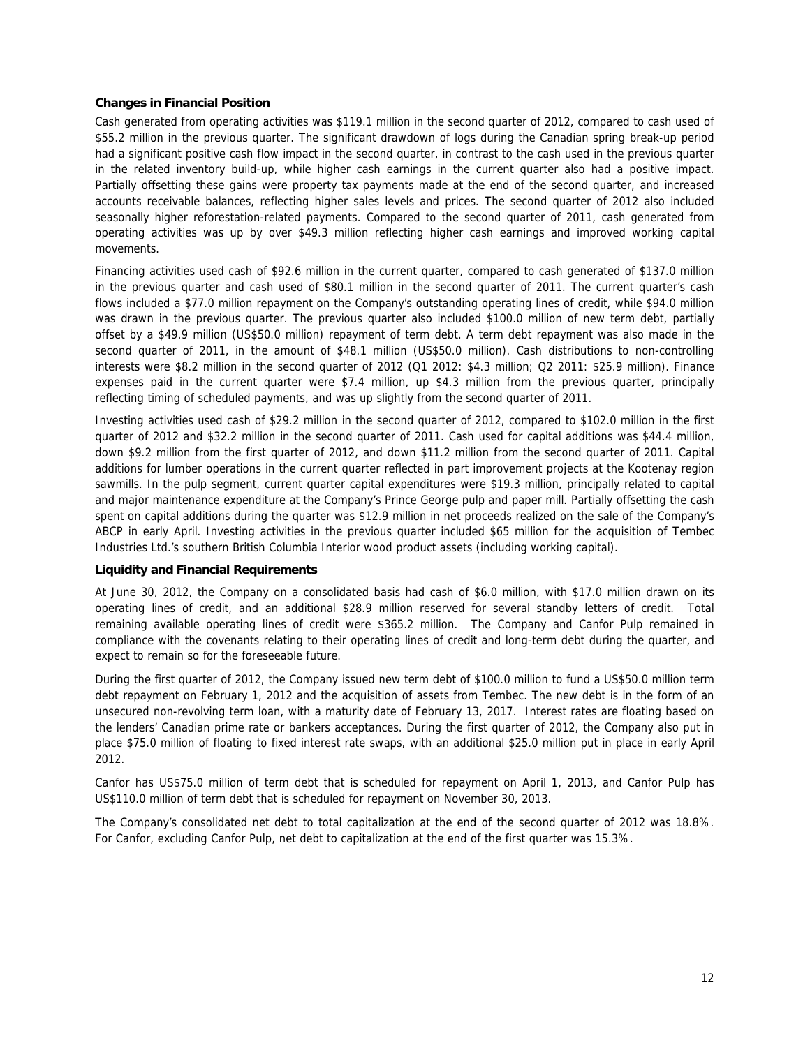### Changes in Financial Position

Cash generated from operating activities was $119.1 million in the second quarter of 2012, compared to cash used of $55.2 million in the previous quarter. The significant drawdown of logs during the Canadian spring break-up period had a significant positive cash flow impact in the second quarter, in contrast to the cash used in the previous quarter in the related inventory build-up, while higher cash earnings in the current quarter also had a positive impact. Partially offsetting these gains were property tax payments made at the end of the second quarter, and increased accounts receivable balances, reflecting higher sales levels and prices. The second quarter of 2012 also included seasonally higher reforestation-related payments. Compared to the second quarter of 2011, cash generated from operating activities was up by over $49.3 million reflecting higher cash earnings and improved working capital movements.

Financing activities used cash of $92.6 million in the current quarter, compared to cash generated of $137.0 million in the previous quarter and cash used of $80.1 million in the second quarter of 2011. The current quarter's cash flows included a $77.0 million repayment on the Company's outstanding operating lines of credit, while $94.0 million was drawn in the previous quarter. The previous quarter also included $100.0 million of new term debt, partially offset by a $49.9 million (US$50.0 million) repayment of term debt. A term debt repayment was also made in the second quarter of 2011, in the amount of $48.1 million (US$50.0 million). Cash distributions to non-controlling interests were $8.2 million in the second quarter of 2012 (Q1 2012: $4.3 million; Q2 2011: $25.9 million). Finance expenses paid in the current quarter were $7.4 million, up $4.3 million from the previous quarter, principally reflecting timing of scheduled payments, and was up slightly from the second quarter of 2011.

Investing activities used cash of $29.2 million in the second quarter of 2012, compared to $102.0 million in the first quarter of 2012 and $32.2 million in the second quarter of 2011. Cash used for capital additions was $44.4 million, down $9.2 million from the first quarter of 2012, and down $11.2 million from the second quarter of 2011. Capital additions for lumber operations in the current quarter reflected in part improvement projects at the Kootenay region sawmills. In the pulp segment, current quarter capital expenditures were $19.3 million, principally related to capital and major maintenance expenditure at the Company's Prince George pulp and paper mill. Partially offsetting the cash spent on capital additions during the quarter was $12.9 million in net proceeds realized on the sale of the Company's ABCP in early April. Investing activities in the previous quarter included $65 million for the acquisition of Tembec Industries Ltd.'s southern British Columbia Interior wood product assets (including working capital).

### Liquidity and Financial Requirements

At June 30, 2012, the Company on a consolidated basis had cash of $6.0 million, with $17.0 million drawn on its operating lines of credit, and an additional $28.9 million reserved for several standby letters of credit. Total remaining available operating lines of credit were $365.2 million. The Company and Canfor Pulp remained in compliance with the covenants relating to their operating lines of credit and long-term debt during the quarter, and expect to remain so for the foreseeable future.

During the first quarter of 2012, the Company issued new term debt of $100.0 million to fund a US$50.0 million term debt repayment on February 1, 2012 and the acquisition of assets from Tembec. The new debt is in the form of an unsecured non-revolving term loan, with a maturity date of February 13, 2017. Interest rates are floating based on the lenders' Canadian prime rate or bankers acceptances. During the first quarter of 2012, the Company also put in place $75.0 million of floating to fixed interest rate swaps, with an additional $25.0 million put in place in early April 2012.

Canfor has US$75.0 million of term debt that is scheduled for repayment on April 1, 2013, and Canfor Pulp has US$110.0 million of term debt that is scheduled for repayment on November 30, 2013.

The Company's consolidated net debt to total capitalization at the end of the second quarter of 2012 was 18.8%. For Canfor, excluding Canfor Pulp, net debt to capitalization at the end of the first quarter was 15.3%.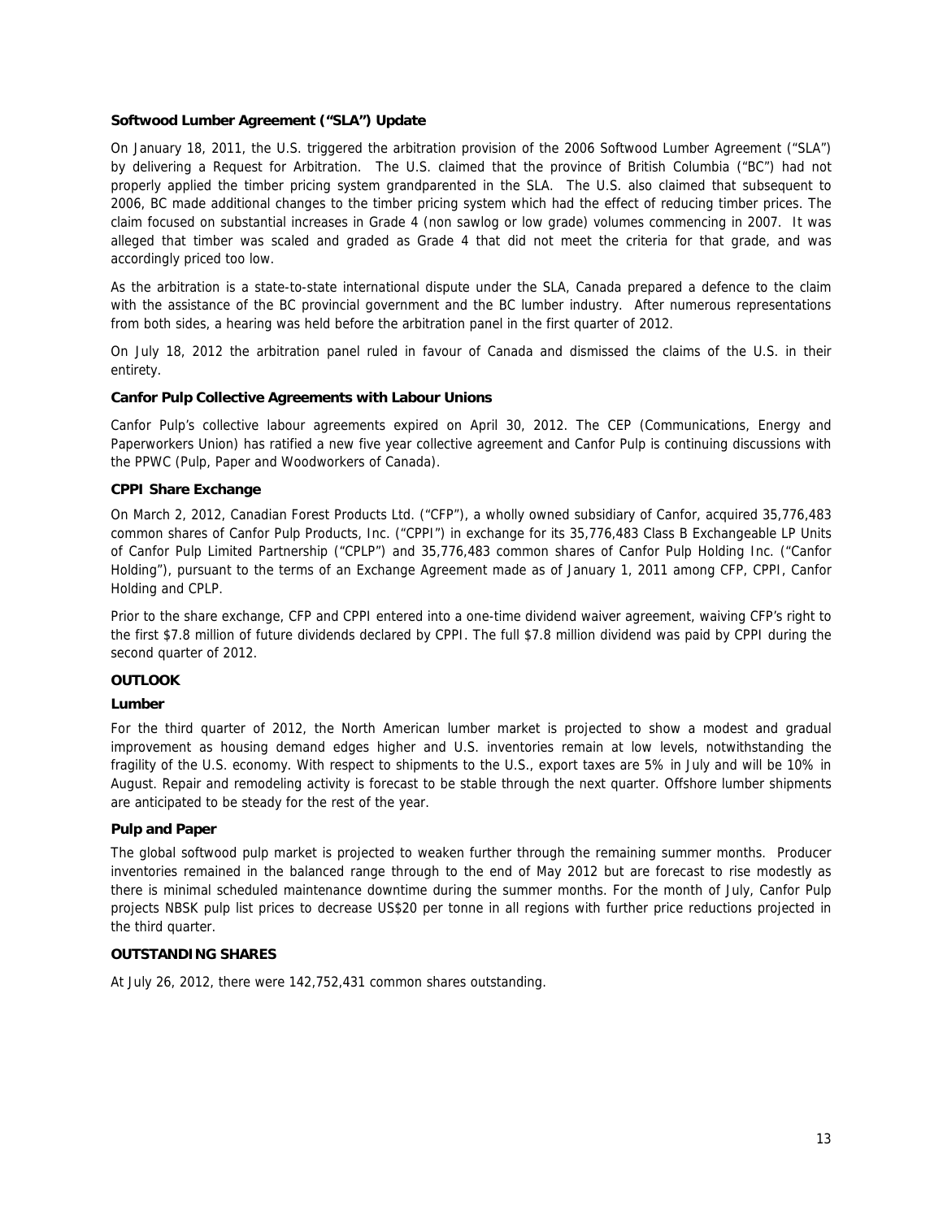**Softwood Lumber Agreement ("SLA") Update**

On January 18, 2011, the U.S. triggered the arbitration provision of the 2006 Softwood Lumber Agreement ("SLA") by delivering a Request for Arbitration. The U.S. claimed that the province of British Columbia ("BC") had not properly applied the timber pricing system grandparented in the SLA. The U.S. also claimed that subsequent to 2006, BC made additional changes to the timber pricing system which had the effect of reducing timber prices. The claim focused on substantial increases in Grade 4 (non sawlog or low grade) volumes commencing in 2007. It was alleged that timber was scaled and graded as Grade 4 that did not meet the criteria for that grade, and was accordingly priced too low.

As the arbitration is a state-to-state international dispute under the SLA, Canada prepared a defence to the claim with the assistance of the BC provincial government and the BC lumber industry. After numerous representations from both sides, a hearing was held before the arbitration panel in the first quarter of 2012.

On July 18, 2012 the arbitration panel ruled in favour of Canada and dismissed the claims of the U.S. in their entirety.

**Canfor Pulp Collective Agreements with Labour Unions**

Canfor Pulp's collective labour agreements expired on April 30, 2012. The CEP (Communications, Energy and Paperworkers Union) has ratified a new five year collective agreement and Canfor Pulp is continuing discussions with the PPWC (Pulp, Paper and Woodworkers of Canada).

**CPPI Share Exchange**

On March 2, 2012, Canadian Forest Products Ltd. ("CFP"), a wholly owned subsidiary of Canfor, acquired 35,776,483 common shares of Canfor Pulp Products, Inc. ("CPPI") in exchange for its 35,776,483 Class B Exchangeable LP Units of Canfor Pulp Limited Partnership ("CPLP") and 35,776,483 common shares of Canfor Pulp Holding Inc. ("Canfor Holding"), pursuant to the terms of an Exchange Agreement made as of January 1, 2011 among CFP, CPPI, Canfor Holding and CPLP.

Prior to the share exchange, CFP and CPPI entered into a one-time dividend waiver agreement, waiving CFP's right to the first $7.8 million of future dividends declared by CPPI. The full $7.8 million dividend was paid by CPPI during the second quarter of 2012.

## OUTLOOK

### Lumber

For the third quarter of 2012, the North American lumber market is projected to show a modest and gradual improvement as housing demand edges higher and U.S. inventories remain at low levels, notwithstanding the fragility of the U.S. economy. With respect to shipments to the U.S., export taxes are 5% in July and will be 10% in August. Repair and remodeling activity is forecast to be stable through the next quarter. Offshore lumber shipments are anticipated to be steady for the rest of the year.

### Pulp and Paper

The global softwood pulp market is projected to weaken further through the remaining summer months. Producer inventories remained in the balanced range through to the end of May 2012 but are forecast to rise modestly as there is minimal scheduled maintenance downtime during the summer months. For the month of July, Canfor Pulp projects NBSK pulp list prices to decrease US$20 per tonne in all regions with further price reductions projected in the third quarter.

## OUTSTANDING SHARES

At July 26, 2012, there were 142,752,431 common shares outstanding.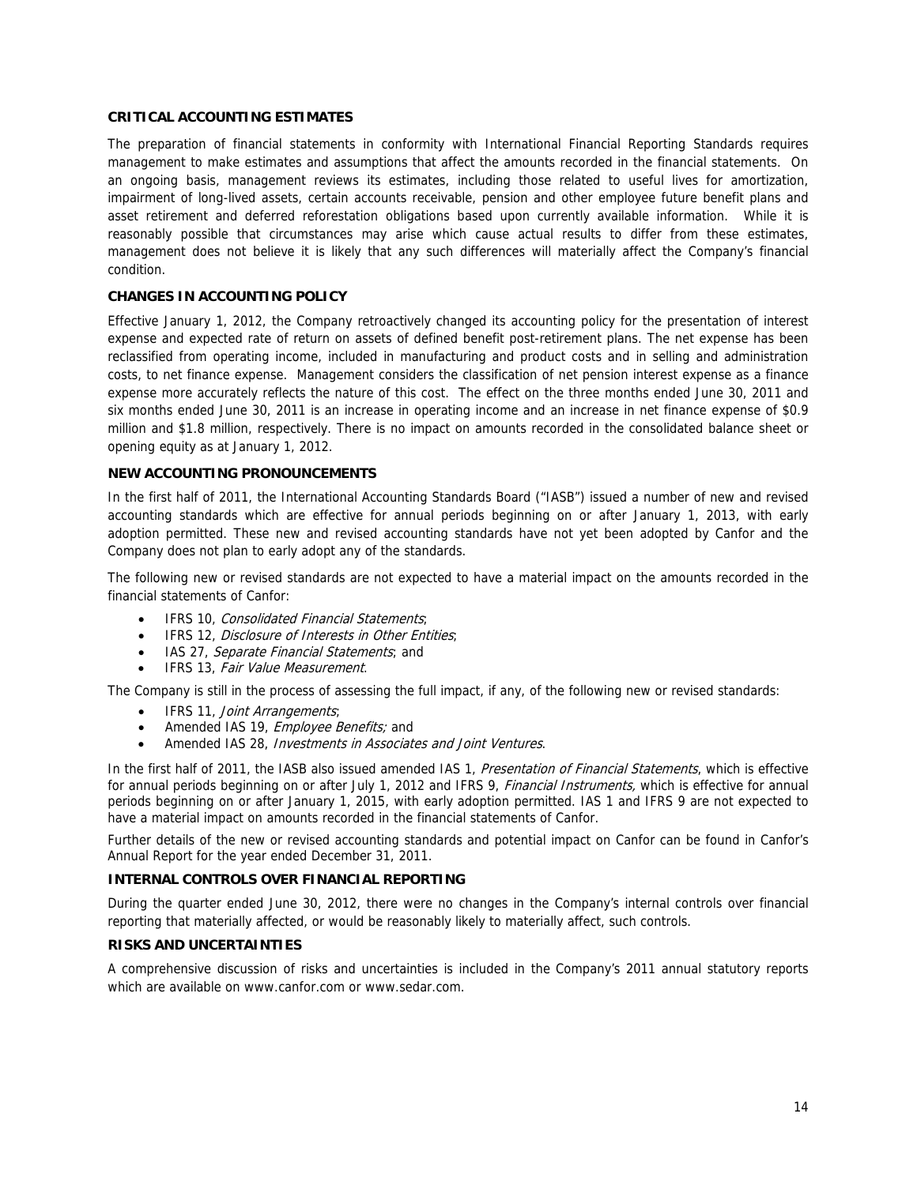### CRITICAL ACCOUNTING ESTIMATES

The preparation of financial statements in conformity with International Financial Reporting Standards requires management to make estimates and assumptions that affect the amounts recorded in the financial statements. On an ongoing basis, management reviews its estimates, including those related to useful lives for amortization, impairment of long-lived assets, certain accounts receivable, pension and other employee future benefit plans and asset retirement and deferred reforestation obligations based upon currently available information. While it is reasonably possible that circumstances may arise which cause actual results to differ from these estimates, management does not believe it is likely that any such differences will materially affect the Company's financial condition.

### CHANGES IN ACCOUNTING POLICY

Effective January 1, 2012, the Company retroactively changed its accounting policy for the presentation of interest expense and expected rate of return on assets of defined benefit post-retirement plans. The net expense has been reclassified from operating income, included in manufacturing and product costs and in selling and administration costs, to net finance expense. Management considers the classification of net pension interest expense as a finance expense more accurately reflects the nature of this cost. The effect on the three months ended June 30, 2011 and six months ended June 30, 2011 is an increase in operating income and an increase in net finance expense of $0.9 million and $1.8 million, respectively. There is no impact on amounts recorded in the consolidated balance sheet or opening equity as at January 1, 2012.

### NEW ACCOUNTING PRONOUNCEMENTS

In the first half of 2011, the International Accounting Standards Board ("IASB") issued a number of new and revised accounting standards which are effective for annual periods beginning on or after January 1, 2013, with early adoption permitted. These new and revised accounting standards have not yet been adopted by Canfor and the Company does not plan to early adopt any of the standards.

The following new or revised standards are not expected to have a material impact on the amounts recorded in the financial statements of Canfor:

- IFRS 10, *Consolidated Financial Statements*;
- IFRS 12, *Disclosure of Interests in Other Entities*;
- IAS 27, *Separate Financial Statements*; and
- IFRS 13, *Fair Value Measurement*.

The Company is still in the process of assessing the full impact, if any, of the following new or revised standards:

- IFRS 11, *Joint Arrangements*;
- Amended IAS 19, *Employee Benefits;* and
- Amended IAS 28, *Investments in Associates and Joint Ventures*.

In the first half of 2011, the IASB also issued amended IAS 1, *Presentation of Financial Statements*, which is effective for annual periods beginning on or after July 1, 2012 and IFRS 9, *Financial Instruments,* which is effective for annual periods beginning on or after January 1, 2015, with early adoption permitted. IAS 1 and IFRS 9 are not expected to have a material impact on amounts recorded in the financial statements of Canfor.

Further details of the new or revised accounting standards and potential impact on Canfor can be found in Canfor's Annual Report for the year ended December 31, 2011.

### INTERNAL CONTROLS OVER FINANCIAL REPORTING

During the quarter ended June 30, 2012, there were no changes in the Company's internal controls over financial reporting that materially affected, or would be reasonably likely to materially affect, such controls.

### RISKS AND UNCERTAINTIES

A comprehensive discussion of risks and uncertainties is included in the Company's 2011 annual statutory reports which are available on www.canfor.com or www.sedar.com.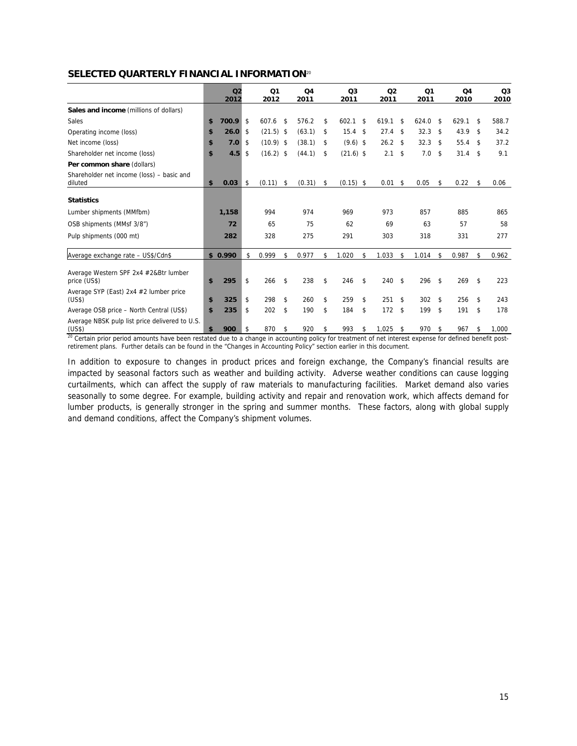## SELECTED QUARTERLY FINANCIAL INFORMATION[20]

| | Q2 2012 | Q1 2012 | Q4 2011 | Q3 2011 | Q2 2011 | Q1 2011 | Q4 2010 | Q3 2010 |
|---|---|---|---|---|---|---|---|---|
| **Sales and income** (millions of dollars) | | | | | | | | |
| Sales | **$ 700.9** | $ 607.6 | $ 576.2 | $ 602.1 | $ 619.1 | $ 624.0 | $ 629.1 | $ 588.7 |
| Operating income (loss) | **$ 26.0** | $ (21.5) | $ (63.1) | $ 15.4 | $ 27.4 | $ 32.3 | $ 43.9 | $ 34.2 |
| Net income (loss) | **$ 7.0** | $ (10.9) | $ (38.1) | $ (9.6) | $ 26.2 | $ 32.3 | $ 55.4 | $ 37.2 |
| Shareholder net income (loss) | **$ 4.5** | $ (16.2) | $ (44.1) | $ (21.6) | $ 2.1 | $ 7.0 | $ 31.4 | $ 9.1 |
| **Per common share** (dollars) | | | | | | | | |
| Shareholder net income (loss) – basic and diluted | **$ 0.03** | $ (0.11) | $ (0.31) | $ (0.15) | $ 0.01 | $ 0.05 | $ 0.22 | $ 0.06 |
| **Statistics** | | | | | | | | |
| Lumber shipments (MMfbm) | **1,158** | 994 | 974 | 969 | 973 | 857 | 885 | 865 |
| OSB shipments (MMsf 3/8") | **72** | 65 | 75 | 62 | 69 | 63 | 57 | 58 |
| Pulp shipments (000 mt) | **282** | 328 | 275 | 291 | 303 | 318 | 331 | 277 |
| Average exchange rate – US$/Cdn$ | **$ 0.990** | $ 0.999 | $ 0.977 | $ 1.020 | $ 1.033 | $ 1.014 | $ 0.987 | $ 0.962 |
| Average Western SPF 2x4 #2&Btr lumber price (US$) | **$ 295** | $ 266 | $ 238 | $ 246 | $ 240 | $ 296 | $ 269 | $ 223 |
| Average SYP (East) 2x4 #2 lumber price (US$) | **$ 325** | $ 298 | $ 260 | $ 259 | $ 251 | $ 302 | $ 256 | $ 243 |
| Average OSB price – North Central (US$) | **$ 235** | $ 202 | $ 190 | $ 184 | $ 172 | $ 199 | $ 191 | $ 178 |
| Average NBSK pulp list price delivered to U.S. (US$) | **$ 900** | $ 870 | $ 920 | $ 993 | $ 1,025 | $ 970 | $ 967 | $ 1,000 |

[20] Certain prior period amounts have been restated due to a change in accounting policy for treatment of net interest expense for defined benefit post-retirement plans. Further details can be found in the "Changes in Accounting Policy" section earlier in this document.

In addition to exposure to changes in product prices and foreign exchange, the Company's financial results are impacted by seasonal factors such as weather and building activity. Adverse weather conditions can cause logging curtailments, which can affect the supply of raw materials to manufacturing facilities. Market demand also varies seasonally to some degree. For example, building activity and repair and renovation work, which affects demand for lumber products, is generally stronger in the spring and summer months. These factors, along with global supply and demand conditions, affect the Company's shipment volumes.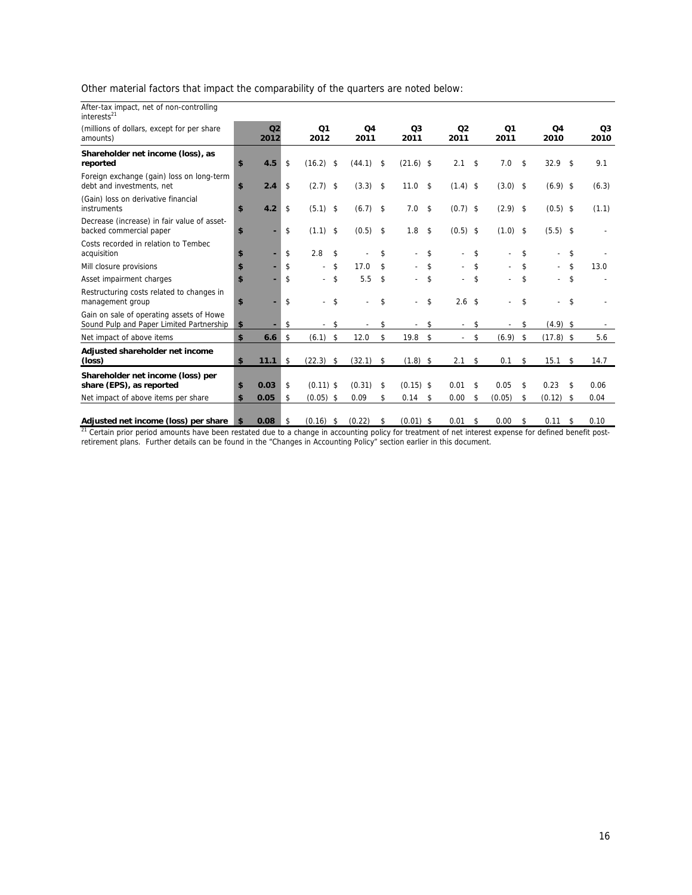Other material factors that impact the comparability of the quarters are noted below:

| After-tax impact, net of non-controlling interests[21] (millions of dollars, except for per share amounts) | Q2 2012 | Q1 2012 | Q4 2011 | Q3 2011 | Q2 2011 | Q1 2011 | Q4 2010 | Q3 2010 |
|---|---|---|---|---|---|---|---|---|
| **Shareholder net income (loss), as reported** | **$ 4.5** | $ (16.2) | $ (44.1) | $ (21.6) | $ 2.1 | $ 7.0 | $ 32.9 | $ 9.1 |
| Foreign exchange (gain) loss on long-term debt and investments, net | **$ 2.4** | $ (2.7) | $ (3.3) | $ 11.0 | $ (1.4) | $ (3.0) | $ (6.9) | $ (6.3) |
| (Gain) loss on derivative financial instruments | **$ 4.2** | $ (5.1) | $ (6.7) | $ 7.0 | $ (0.7) | $ (2.9) | $ (0.5) | $ (1.1) |
| Decrease (increase) in fair value of asset-backed commercial paper | **$ -** | $ (1.1) | $ (0.5) | $ 1.8 | $ (0.5) | $ (1.0) | $ (5.5) | $ - |
| Costs recorded in relation to Tembec acquisition | **$ -** | $ 2.8 | $ - | $ - | $ - | $ - | $ - | $ - |
| Mill closure provisions | **$ -** | $ - | $ 17.0 | $ - | $ - | $ - | $ - | $ 13.0 |
| Asset impairment charges | **$ -** | $ - | $ 5.5 | $ - | $ - | $ - | $ - | $ - |
| Restructuring costs related to changes in management group | **$ -** | $ - | $ - | $ - | $ 2.6 | $ - | $ - | $ - |
| Gain on sale of operating assets of Howe Sound Pulp and Paper Limited Partnership | **$ -** | $ - | $ - | $ - | $ - | $ - | $ (4.9) | $ - |
| Net impact of above items | **$ 6.6** | $ (6.1) | $ 12.0 | $ 19.8 | $ - | $ (6.9) | $ (17.8) | $ 5.6 |
| **Adjusted shareholder net income (loss)** | **$ 11.1** | $ (22.3) | $ (32.1) | $ (1.8) | $ 2.1 | $ 0.1 | $ 15.1 | $ 14.7 |
| **Shareholder net income (loss) per share (EPS), as reported** | **$ 0.03** | $ (0.11) | $ (0.31) | $ (0.15) | $ 0.01 | $ 0.05 | $ 0.23 | $ 0.06 |
| Net impact of above items per share | **$ 0.05** | $ (0.05) | $ 0.09 | $ 0.14 | $ 0.00 | $ (0.05) | $ (0.12) | $ 0.04 |
| **Adjusted net income (loss) per share** | **$ 0.08** | $ (0.16) | $ (0.22) | $ (0.01) | $ 0.01 | $ 0.00 | $ 0.11 | $ 0.10 |

[21] Certain prior period amounts have been restated due to a change in accounting policy for treatment of net interest expense for defined benefit post-retirement plans. Further details can be found in the "Changes in Accounting Policy" section earlier in this document.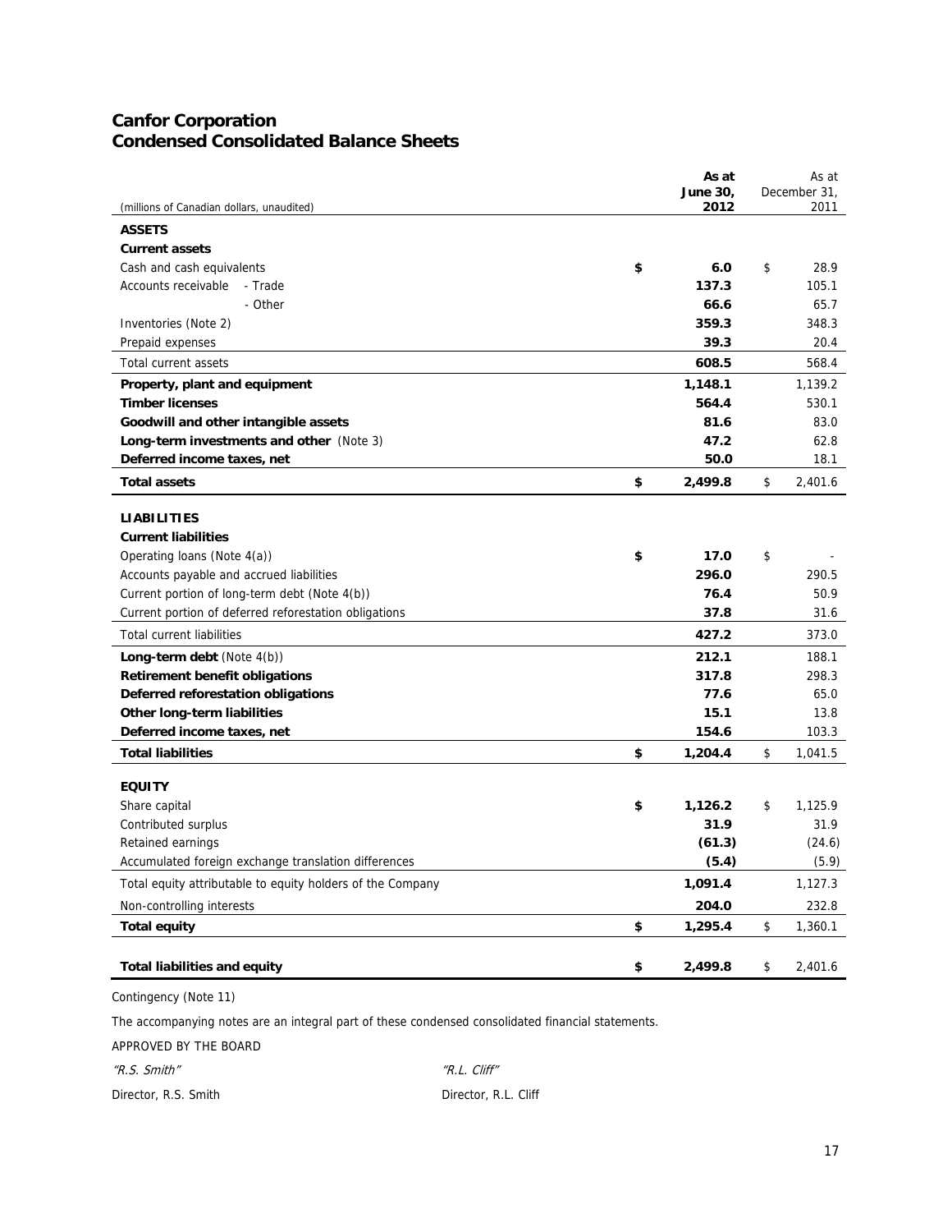# Canfor Corporation
## Condensed Consolidated Balance Sheets

| (millions of Canadian dollars, unaudited) | As at June 30, 2012 | As at December 31, 2011 |
|---|---|---|
| **ASSETS** | | |
| **Current assets** | | |
| Cash and cash equivalents | $ 6.0 | $ 28.9 |
| Accounts receivable - Trade | 137.3 | 105.1 |
| - Other | 66.6 | 65.7 |
| Inventories (Note 2) | 359.3 | 348.3 |
| Prepaid expenses | 39.3 | 20.4 |
| Total current assets | 608.5 | 568.4 |
| **Property, plant and equipment** | 1,148.1 | 1,139.2 |
| **Timber licenses** | 564.4 | 530.1 |
| **Goodwill and other intangible assets** | 81.6 | 83.0 |
| **Long-term investments and other** (Note 3) | 47.2 | 62.8 |
| **Deferred income taxes, net** | 50.0 | 18.1 |
| **Total assets** | $ 2,499.8 | $ 2,401.6 |
| **LIABILITIES** | | |
| **Current liabilities** | | |
| Operating loans (Note 4(a)) | $ 17.0 | $ - |
| Accounts payable and accrued liabilities | 296.0 | 290.5 |
| Current portion of long-term debt (Note 4(b)) | 76.4 | 50.9 |
| Current portion of deferred reforestation obligations | 37.8 | 31.6 |
| Total current liabilities | 427.2 | 373.0 |
| **Long-term debt** (Note 4(b)) | 212.1 | 188.1 |
| **Retirement benefit obligations** | 317.8 | 298.3 |
| **Deferred reforestation obligations** | 77.6 | 65.0 |
| **Other long-term liabilities** | 15.1 | 13.8 |
| **Deferred income taxes, net** | 154.6 | 103.3 |
| **Total liabilities** | $ 1,204.4 | $ 1,041.5 |
| **EQUITY** | | |
| Share capital | $ 1,126.2 | $ 1,125.9 |
| Contributed surplus | 31.9 | 31.9 |
| Retained earnings | (61.3) | (24.6) |
| Accumulated foreign exchange translation differences | (5.4) | (5.9) |
| Total equity attributable to equity holders of the Company | 1,091.4 | 1,127.3 |
| Non-controlling interests | 204.0 | 232.8 |
| **Total equity** | $ 1,295.4 | $ 1,360.1 |
| **Total liabilities and equity** | $ 2,499.8 | $ 2,401.6 |

Contingency (Note 11)

The accompanying notes are an integral part of these condensed consolidated financial statements.

APPROVED BY THE BOARD

*"R.S. Smith"* *"R.L. Cliff"*

Director, R.S. Smith Director, R.L. Cliff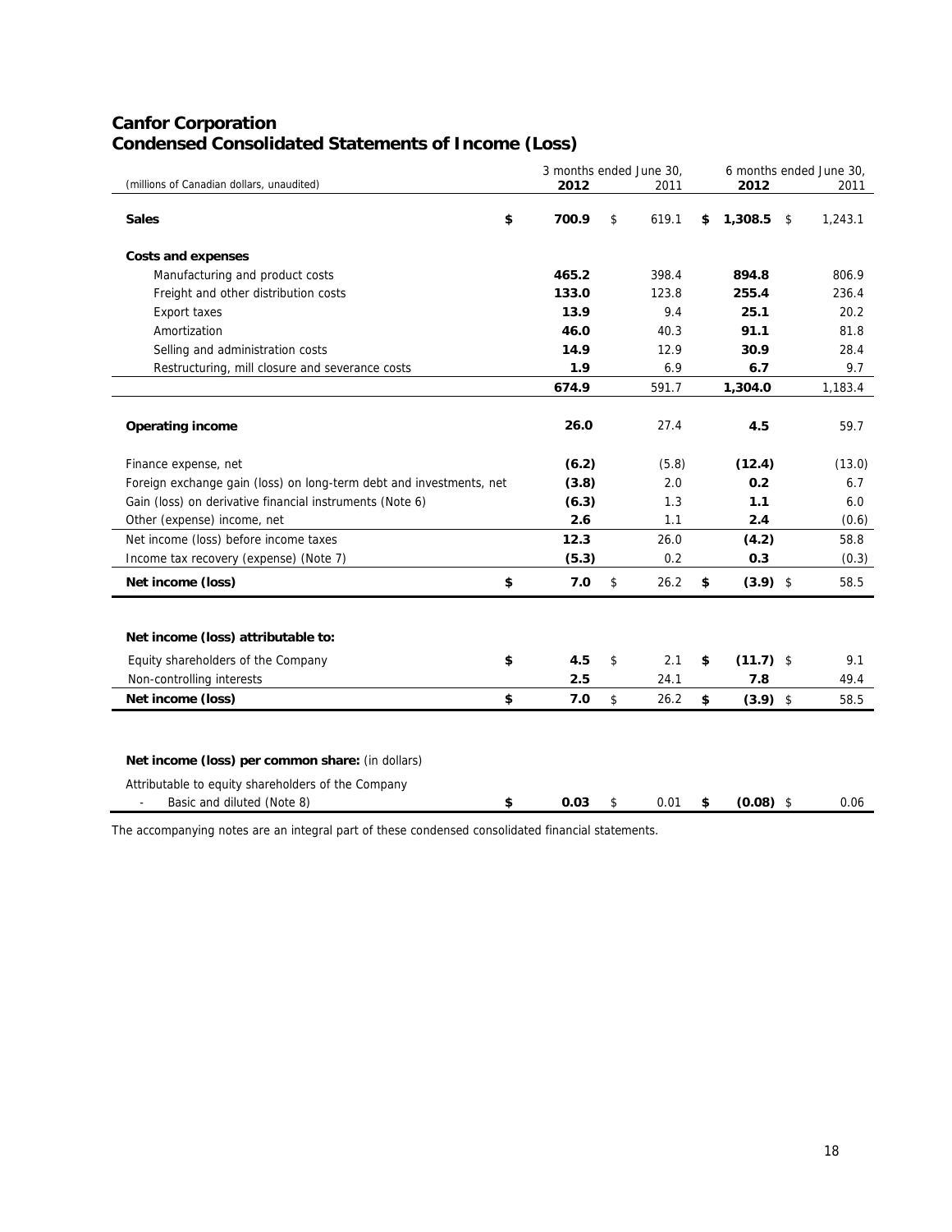# Canfor Corporation
## Condensed Consolidated Statements of Income (Loss)

| (millions of Canadian dollars, unaudited) | 3 months ended June 30, 2012 | 3 months ended June 30, 2011 | 6 months ended June 30, 2012 | 6 months ended June 30, 2011 |
|---|---|---|---|---|
| **Sales** | **$ 700.9** | $ 619.1 | **$ 1,308.5** | $ 1,243.1 |
| **Costs and expenses** | | | | |
| Manufacturing and product costs | **465.2** | 398.4 | **894.8** | 806.9 |
| Freight and other distribution costs | **133.0** | 123.8 | **255.4** | 236.4 |
| Export taxes | **13.9** | 9.4 | **25.1** | 20.2 |
| Amortization | **46.0** | 40.3 | **91.1** | 81.8 |
| Selling and administration costs | **14.9** | 12.9 | **30.9** | 28.4 |
| Restructuring, mill closure and severance costs | **1.9** | 6.9 | **6.7** | 9.7 |
| | **674.9** | 591.7 | **1,304.0** | 1,183.4 |
| **Operating income** | **26.0** | 27.4 | **4.5** | 59.7 |
| Finance expense, net | **(6.2)** | (5.8) | **(12.4)** | (13.0) |
| Foreign exchange gain (loss) on long-term debt and investments, net | **(3.8)** | 2.0 | **0.2** | 6.7 |
| Gain (loss) on derivative financial instruments (Note 6) | **(6.3)** | 1.3 | **1.1** | 6.0 |
| Other (expense) income, net | **2.6** | 1.1 | **2.4** | (0.6) |
| Net income (loss) before income taxes | **12.3** | 26.0 | **(4.2)** | 58.8 |
| Income tax recovery (expense) (Note 7) | **(5.3)** | 0.2 | **0.3** | (0.3) |
| **Net income (loss)** | **$ 7.0** | $ 26.2 | **$ (3.9)** | $ 58.5 |
| **Net income (loss) attributable to:** | | | | |
| Equity shareholders of the Company | **$ 4.5** | $ 2.1 | **$ (11.7)** | $ 9.1 |
| Non-controlling interests | **2.5** | 24.1 | **7.8** | 49.4 |
| **Net income (loss)** | **$ 7.0** | $ 26.2 | **$ (3.9)** | $ 58.5 |
| **Net income (loss) per common share:** (in dollars) | | | | |
| Attributable to equity shareholders of the Company | | | | |
| - Basic and diluted (Note 8) | **$ 0.03** | $ 0.01 | **$ (0.08)** | $ 0.06 |

The accompanying notes are an integral part of these condensed consolidated financial statements.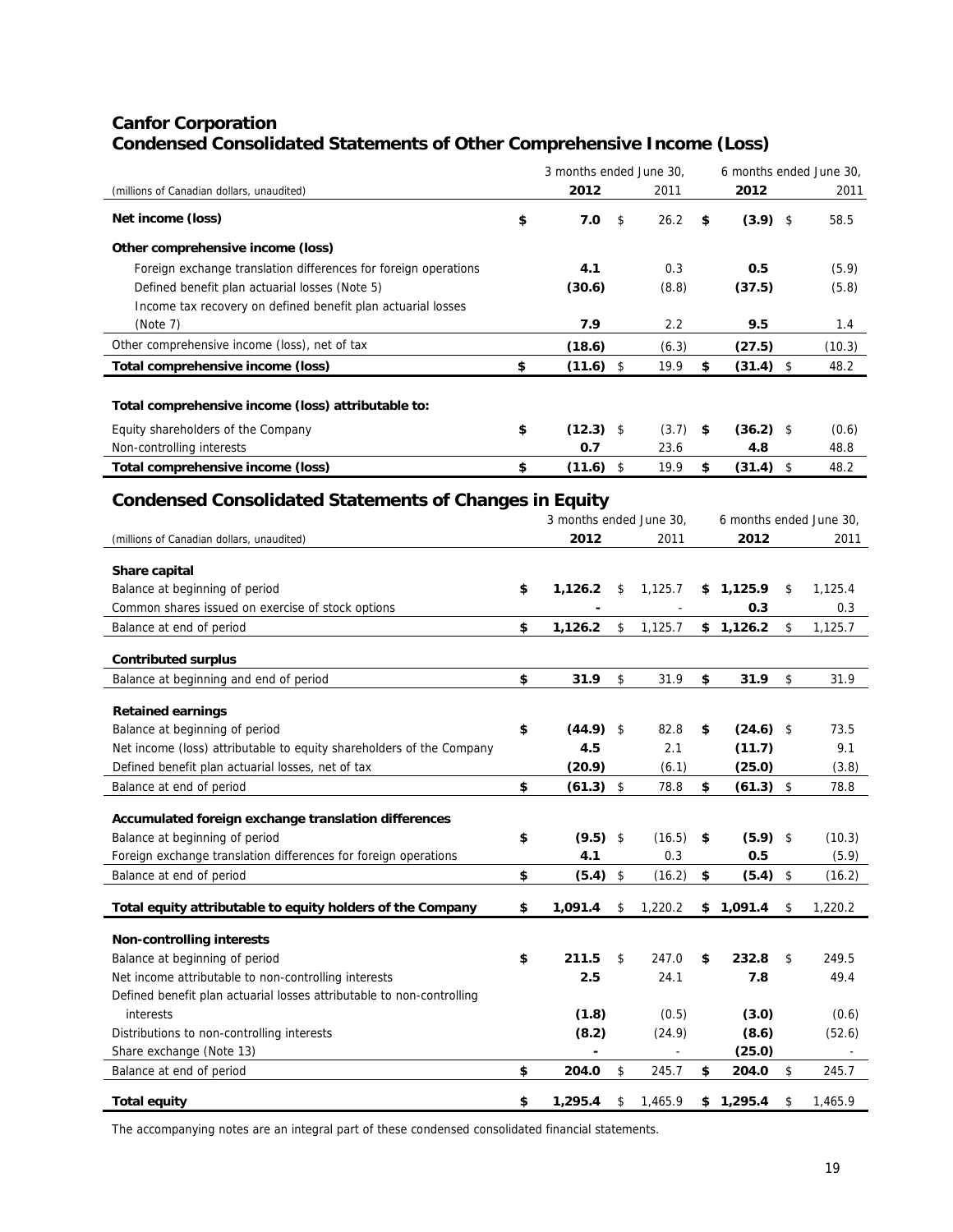# Canfor Corporation
# Condensed Consolidated Statements of Other Comprehensive Income (Loss)

| (millions of Canadian dollars, unaudited) | 3 months ended June 30, 2012 | 3 months ended June 30, 2011 | 6 months ended June 30, 2012 | 6 months ended June 30, 2011 |
|---|---|---|---|---|
| **Net income (loss)** | **$ 7.0** | $ 26.2 | **$ (3.9)** | $ 58.5 |
| **Other comprehensive income (loss)** | | | | |
| Foreign exchange translation differences for foreign operations | **4.1** | 0.3 | **0.5** | (5.9) |
| Defined benefit plan actuarial losses (Note 5) | **(30.6)** | (8.8) | **(37.5)** | (5.8) |
| Income tax recovery on defined benefit plan actuarial losses (Note 7) | **7.9** | 2.2 | **9.5** | 1.4 |
| Other comprehensive income (loss), net of tax | **(18.6)** | (6.3) | **(27.5)** | (10.3) |
| **Total comprehensive income (loss)** | **$ (11.6)** | $ 19.9 | **$ (31.4)** | $ 48.2 |
| **Total comprehensive income (loss) attributable to:** | | | | |
| Equity shareholders of the Company | **$ (12.3)** | $ (3.7) | **$ (36.2)** | $ (0.6) |
| Non-controlling interests | **0.7** | 23.6 | **4.8** | 48.8 |
| **Total comprehensive income (loss)** | **$ (11.6)** | $ 19.9 | **$ (31.4)** | $ 48.2 |

## Condensed Consolidated Statements of Changes in Equity

| (millions of Canadian dollars, unaudited) | 3 months ended June 30, 2012 | 3 months ended June 30, 2011 | 6 months ended June 30, 2012 | 6 months ended June 30, 2011 |
|---|---|---|---|---|
| **Share capital** | | | | |
| Balance at beginning of period | **$ 1,126.2** | $ 1,125.7 | **$ 1,125.9** | $ 1,125.4 |
| Common shares issued on exercise of stock options | **-** | - | **0.3** | 0.3 |
| Balance at end of period | **$ 1,126.2** | $ 1,125.7 | **$ 1,126.2** | $ 1,125.7 |
| **Contributed surplus** | | | | |
| Balance at beginning and end of period | **$ 31.9** | $ 31.9 | **$ 31.9** | $ 31.9 |
| **Retained earnings** | | | | |
| Balance at beginning of period | **$ (44.9)** | $ 82.8 | **$ (24.6)** | $ 73.5 |
| Net income (loss) attributable to equity shareholders of the Company | **4.5** | 2.1 | **(11.7)** | 9.1 |
| Defined benefit plan actuarial losses, net of tax | **(20.9)** | (6.1) | **(25.0)** | (3.8) |
| Balance at end of period | **$ (61.3)** | $ 78.8 | **$ (61.3)** | $ 78.8 |
| **Accumulated foreign exchange translation differences** | | | | |
| Balance at beginning of period | **$ (9.5)** | $ (16.5) | **$ (5.9)** | $ (10.3) |
| Foreign exchange translation differences for foreign operations | **4.1** | 0.3 | **0.5** | (5.9) |
| Balance at end of period | **$ (5.4)** | $ (16.2) | **$ (5.4)** | $ (16.2) |
| **Total equity attributable to equity holders of the Company** | **$ 1,091.4** | $ 1,220.2 | **$ 1,091.4** | $ 1,220.2 |
| **Non-controlling interests** | | | | |
| Balance at beginning of period | **$ 211.5** | $ 247.0 | **$ 232.8** | $ 249.5 |
| Net income attributable to non-controlling interests | **2.5** | 24.1 | **7.8** | 49.4 |
| Defined benefit plan actuarial losses attributable to non-controlling interests | **(1.8)** | (0.5) | **(3.0)** | (0.6) |
| Distributions to non-controlling interests | **(8.2)** | (24.9) | **(8.6)** | (52.6) |
| Share exchange (Note 13) | **-** | - | **(25.0)** | - |
| Balance at end of period | **$ 204.0** | $ 245.7 | **$ 204.0** | $ 245.7 |
| **Total equity** | **$ 1,295.4** | $ 1,465.9 | **$ 1,295.4** | $ 1,465.9 |

The accompanying notes are an integral part of these condensed consolidated financial statements.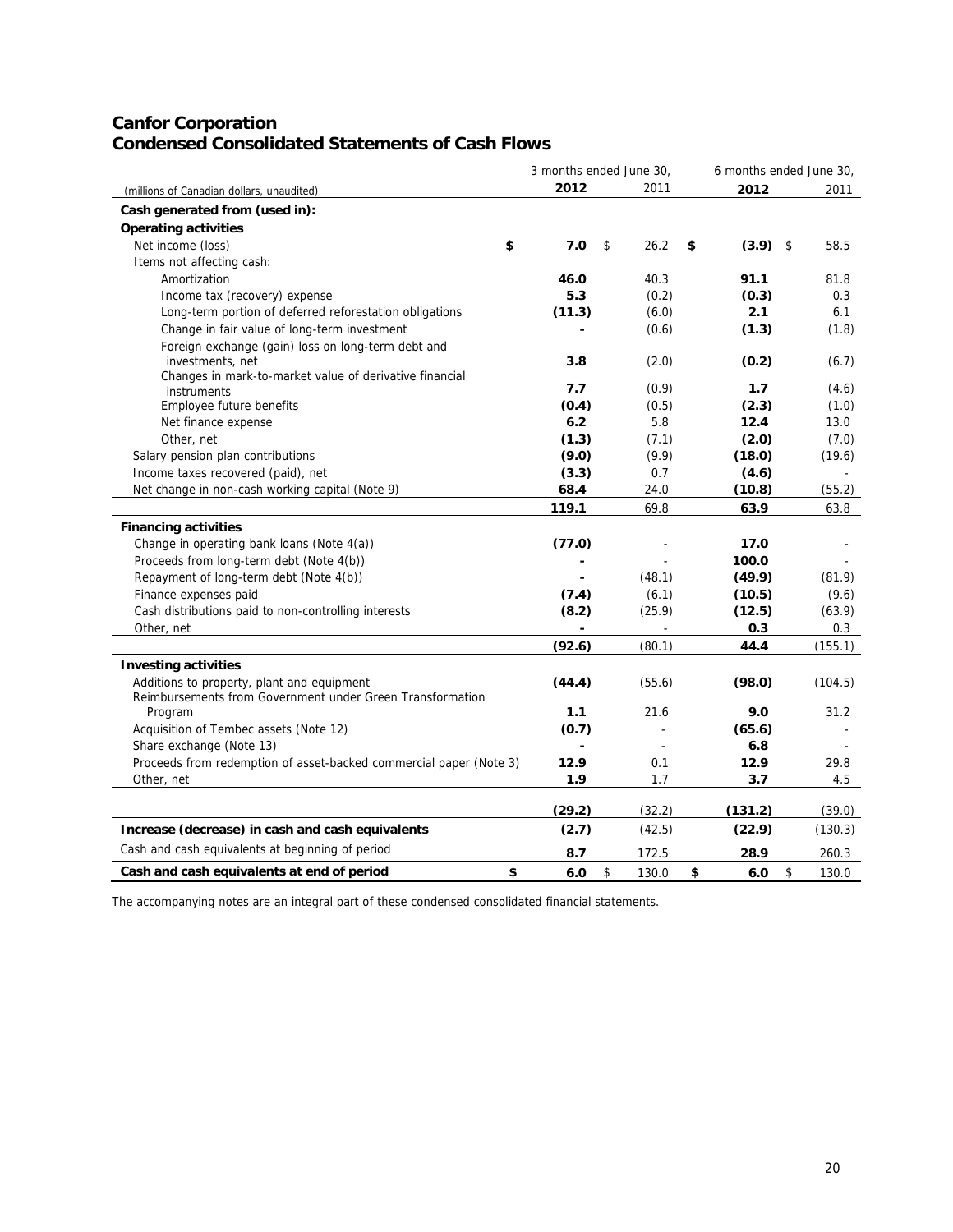# Canfor Corporation
# Condensed Consolidated Statements of Cash Flows

| (millions of Canadian dollars, unaudited) | 3 months ended June 30, 2012 | 3 months ended June 30, 2011 | 6 months ended June 30, 2012 | 6 months ended June 30, 2011 |
|---|---|---|---|---|
| **Cash generated from (used in):** | | | | |
| **Operating activities** | | | | |
| Net income (loss) | **$ 7.0** | $ 26.2 | **$ (3.9)** | $ 58.5 |
| Items not affecting cash: | | | | |
| Amortization | **46.0** | 40.3 | **91.1** | 81.8 |
| Income tax (recovery) expense | **5.3** | (0.2) | **(0.3)** | 0.3 |
| Long-term portion of deferred reforestation obligations | **(11.3)** | (6.0) | **2.1** | 6.1 |
| Change in fair value of long-term investment | **-** | (0.6) | **(1.3)** | (1.8) |
| Foreign exchange (gain) loss on long-term debt and investments, net | **3.8** | (2.0) | **(0.2)** | (6.7) |
| Changes in mark-to-market value of derivative financial instruments | **7.7** | (0.9) | **1.7** | (4.6) |
| Employee future benefits | **(0.4)** | (0.5) | **(2.3)** | (1.0) |
| Net finance expense | **6.2** | 5.8 | **12.4** | 13.0 |
| Other, net | **(1.3)** | (7.1) | **(2.0)** | (7.0) |
| Salary pension plan contributions | **(9.0)** | (9.9) | **(18.0)** | (19.6) |
| Income taxes recovered (paid), net | **(3.3)** | 0.7 | **(4.6)** | - |
| Net change in non-cash working capital (Note 9) | **68.4** | 24.0 | **(10.8)** | (55.2) |
| | **119.1** | 69.8 | **63.9** | 63.8 |
| **Financing activities** | | | | |
| Change in operating bank loans (Note 4(a)) | **(77.0)** | - | **17.0** | - |
| Proceeds from long-term debt (Note 4(b)) | **-** | - | **100.0** | - |
| Repayment of long-term debt (Note 4(b)) | **-** | (48.1) | **(49.9)** | (81.9) |
| Finance expenses paid | **(7.4)** | (6.1) | **(10.5)** | (9.6) |
| Cash distributions paid to non-controlling interests | **(8.2)** | (25.9) | **(12.5)** | (63.9) |
| Other, net | **-** | - | **0.3** | 0.3 |
| | **(92.6)** | (80.1) | **44.4** | (155.1) |
| **Investing activities** | | | | |
| Additions to property, plant and equipment | **(44.4)** | (55.6) | **(98.0)** | (104.5) |
| Reimbursements from Government under Green Transformation Program | **1.1** | 21.6 | **9.0** | 31.2 |
| Acquisition of Tembec assets (Note 12) | **(0.7)** | - | **(65.6)** | - |
| Share exchange (Note 13) | **-** | - | **6.8** | - |
| Proceeds from redemption of asset-backed commercial paper (Note 3) | **12.9** | 0.1 | **12.9** | 29.8 |
| Other, net | **1.9** | 1.7 | **3.7** | 4.5 |
| | **(29.2)** | (32.2) | **(131.2)** | (39.0) |
| **Increase (decrease) in cash and cash equivalents** | **(2.7)** | (42.5) | **(22.9)** | (130.3) |
| Cash and cash equivalents at beginning of period | **8.7** | 172.5 | **28.9** | 260.3 |
| **Cash and cash equivalents at end of period** | **$ 6.0** | $ 130.0 | **$ 6.0** | $ 130.0 |

The accompanying notes are an integral part of these condensed consolidated financial statements.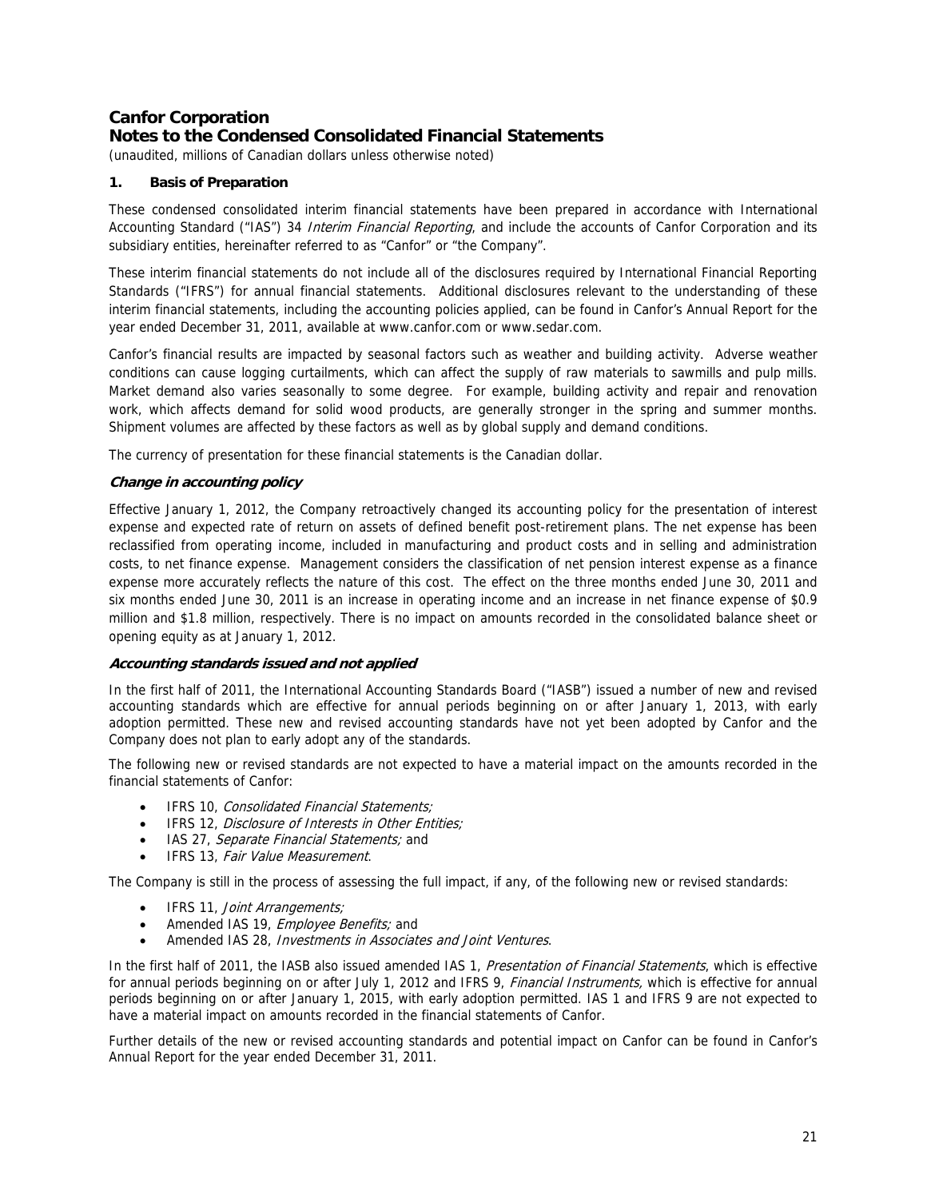# Canfor Corporation
## Notes to the Condensed Consolidated Financial Statements

(unaudited, millions of Canadian dollars unless otherwise noted)

### 1. Basis of Preparation

These condensed consolidated interim financial statements have been prepared in accordance with International Accounting Standard ("IAS") 34 *Interim Financial Reporting*, and include the accounts of Canfor Corporation and its subsidiary entities, hereinafter referred to as "Canfor" or "the Company".

These interim financial statements do not include all of the disclosures required by International Financial Reporting Standards ("IFRS") for annual financial statements. Additional disclosures relevant to the understanding of these interim financial statements, including the accounting policies applied, can be found in Canfor's Annual Report for the year ended December 31, 2011, available at www.canfor.com or www.sedar.com.

Canfor's financial results are impacted by seasonal factors such as weather and building activity. Adverse weather conditions can cause logging curtailments, which can affect the supply of raw materials to sawmills and pulp mills. Market demand also varies seasonally to some degree. For example, building activity and repair and renovation work, which affects demand for solid wood products, are generally stronger in the spring and summer months. Shipment volumes are affected by these factors as well as by global supply and demand conditions.

The currency of presentation for these financial statements is the Canadian dollar.

#### *Change in accounting policy*

Effective January 1, 2012, the Company retroactively changed its accounting policy for the presentation of interest expense and expected rate of return on assets of defined benefit post-retirement plans. The net expense has been reclassified from operating income, included in manufacturing and product costs and in selling and administration costs, to net finance expense. Management considers the classification of net pension interest expense as a finance expense more accurately reflects the nature of this cost. The effect on the three months ended June 30, 2011 and six months ended June 30, 2011 is an increase in operating income and an increase in net finance expense of $0.9 million and $1.8 million, respectively. There is no impact on amounts recorded in the consolidated balance sheet or opening equity as at January 1, 2012.

#### *Accounting standards issued and not applied*

In the first half of 2011, the International Accounting Standards Board ("IASB") issued a number of new and revised accounting standards which are effective for annual periods beginning on or after January 1, 2013, with early adoption permitted. These new and revised accounting standards have not yet been adopted by Canfor and the Company does not plan to early adopt any of the standards.

The following new or revised standards are not expected to have a material impact on the amounts recorded in the financial statements of Canfor:

- IFRS 10, *Consolidated Financial Statements;*
- IFRS 12, *Disclosure of Interests in Other Entities;*
- IAS 27, *Separate Financial Statements;* and
- IFRS 13, *Fair Value Measurement*.

The Company is still in the process of assessing the full impact, if any, of the following new or revised standards:

- IFRS 11, *Joint Arrangements;*
- Amended IAS 19, *Employee Benefits;* and
- Amended IAS 28, *Investments in Associates and Joint Ventures*.

In the first half of 2011, the IASB also issued amended IAS 1, *Presentation of Financial Statements*, which is effective for annual periods beginning on or after July 1, 2012 and IFRS 9, *Financial Instruments,* which is effective for annual periods beginning on or after January 1, 2015, with early adoption permitted. IAS 1 and IFRS 9 are not expected to have a material impact on amounts recorded in the financial statements of Canfor.

Further details of the new or revised accounting standards and potential impact on Canfor can be found in Canfor's Annual Report for the year ended December 31, 2011.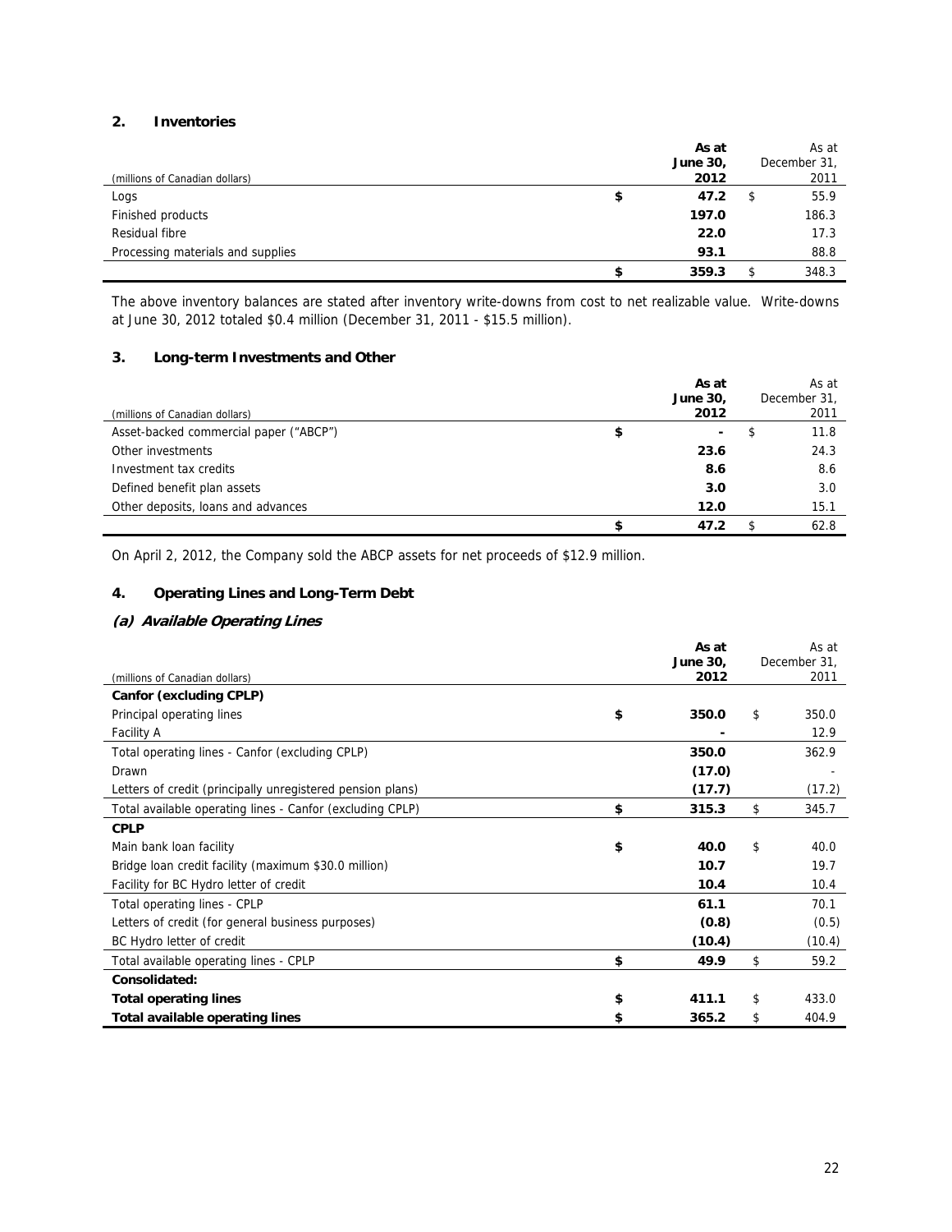## 2. Inventories

| (millions of Canadian dollars) | As at June 30, 2012 | As at December 31, 2011 |
|---|---|---|
| Logs | $ 47.2 | $ 55.9 |
| Finished products | 197.0 | 186.3 |
| Residual fibre | 22.0 | 17.3 |
| Processing materials and supplies | 93.1 | 88.8 |
| | $ 359.3 | $ 348.3 |

The above inventory balances are stated after inventory write-downs from cost to net realizable value. Write-downs at June 30, 2012 totaled $0.4 million (December 31, 2011 - $15.5 million).

## 3. Long-term Investments and Other

| (millions of Canadian dollars) | As at June 30, 2012 | As at December 31, 2011 |
|---|---|---|
| Asset-backed commercial paper ("ABCP") | $ - | $ 11.8 |
| Other investments | 23.6 | 24.3 |
| Investment tax credits | 8.6 | 8.6 |
| Defined benefit plan assets | 3.0 | 3.0 |
| Other deposits, loans and advances | 12.0 | 15.1 |
| | $ 47.2 | $ 62.8 |

On April 2, 2012, the Company sold the ABCP assets for net proceeds of $12.9 million.

## 4. Operating Lines and Long-Term Debt

### *(a) Available Operating Lines*

| (millions of Canadian dollars) | As at June 30, 2012 | As at December 31, 2011 |
|---|---|---|
| **Canfor (excluding CPLP)** | | |
| Principal operating lines | $ 350.0 | $ 350.0 |
| Facility A | - | 12.9 |
| Total operating lines - Canfor (excluding CPLP) | 350.0 | 362.9 |
| Drawn | (17.0) | - |
| Letters of credit (principally unregistered pension plans) | (17.7) | (17.2) |
| Total available operating lines - Canfor (excluding CPLP) | $ 315.3 | $ 345.7 |
| **CPLP** | | |
| Main bank loan facility | $ 40.0 | $ 40.0 |
| Bridge loan credit facility (maximum $30.0 million) | 10.7 | 19.7 |
| Facility for BC Hydro letter of credit | 10.4 | 10.4 |
| Total operating lines - CPLP | 61.1 | 70.1 |
| Letters of credit (for general business purposes) | (0.8) | (0.5) |
| BC Hydro letter of credit | (10.4) | (10.4) |
| Total available operating lines - CPLP | $ 49.9 | $ 59.2 |
| **Consolidated:** | | |
| **Total operating lines** | $ 411.1 | $ 433.0 |
| **Total available operating lines** | $ 365.2 | $ 404.9 |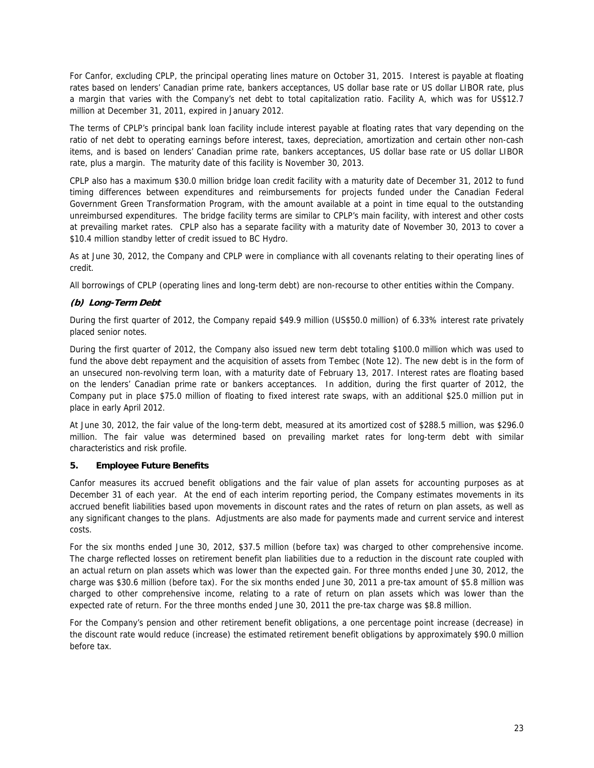For Canfor, excluding CPLP, the principal operating lines mature on October 31, 2015. Interest is payable at floating rates based on lenders' Canadian prime rate, bankers acceptances, US dollar base rate or US dollar LIBOR rate, plus a margin that varies with the Company's net debt to total capitalization ratio. Facility A, which was for US$12.7 million at December 31, 2011, expired in January 2012.

The terms of CPLP's principal bank loan facility include interest payable at floating rates that vary depending on the ratio of net debt to operating earnings before interest, taxes, depreciation, amortization and certain other non-cash items, and is based on lenders' Canadian prime rate, bankers acceptances, US dollar base rate or US dollar LIBOR rate, plus a margin. The maturity date of this facility is November 30, 2013.

CPLP also has a maximum $30.0 million bridge loan credit facility with a maturity date of December 31, 2012 to fund timing differences between expenditures and reimbursements for projects funded under the Canadian Federal Government Green Transformation Program, with the amount available at a point in time equal to the outstanding unreimbursed expenditures. The bridge facility terms are similar to CPLP's main facility, with interest and other costs at prevailing market rates. CPLP also has a separate facility with a maturity date of November 30, 2013 to cover a $10.4 million standby letter of credit issued to BC Hydro.

As at June 30, 2012, the Company and CPLP were in compliance with all covenants relating to their operating lines of credit.

All borrowings of CPLP (operating lines and long-term debt) are non-recourse to other entities within the Company.

### *(b) Long-Term Debt*

During the first quarter of 2012, the Company repaid $49.9 million (US$50.0 million) of 6.33% interest rate privately placed senior notes.

During the first quarter of 2012, the Company also issued new term debt totaling $100.0 million which was used to fund the above debt repayment and the acquisition of assets from Tembec (Note 12). The new debt is in the form of an unsecured non-revolving term loan, with a maturity date of February 13, 2017. Interest rates are floating based on the lenders' Canadian prime rate or bankers acceptances. In addition, during the first quarter of 2012, the Company put in place $75.0 million of floating to fixed interest rate swaps, with an additional $25.0 million put in place in early April 2012.

At June 30, 2012, the fair value of the long-term debt, measured at its amortized cost of $288.5 million, was $296.0 million. The fair value was determined based on prevailing market rates for long-term debt with similar characteristics and risk profile.

## 5. Employee Future Benefits

Canfor measures its accrued benefit obligations and the fair value of plan assets for accounting purposes as at December 31 of each year. At the end of each interim reporting period, the Company estimates movements in its accrued benefit liabilities based upon movements in discount rates and the rates of return on plan assets, as well as any significant changes to the plans. Adjustments are also made for payments made and current service and interest costs.

For the six months ended June 30, 2012, $37.5 million (before tax) was charged to other comprehensive income. The charge reflected losses on retirement benefit plan liabilities due to a reduction in the discount rate coupled with an actual return on plan assets which was lower than the expected gain. For three months ended June 30, 2012, the charge was $30.6 million (before tax). For the six months ended June 30, 2011 a pre-tax amount of $5.8 million was charged to other comprehensive income, relating to a rate of return on plan assets which was lower than the expected rate of return. For the three months ended June 30, 2011 the pre-tax charge was $8.8 million.

For the Company's pension and other retirement benefit obligations, a one percentage point increase (decrease) in the discount rate would reduce (increase) the estimated retirement benefit obligations by approximately $90.0 million before tax.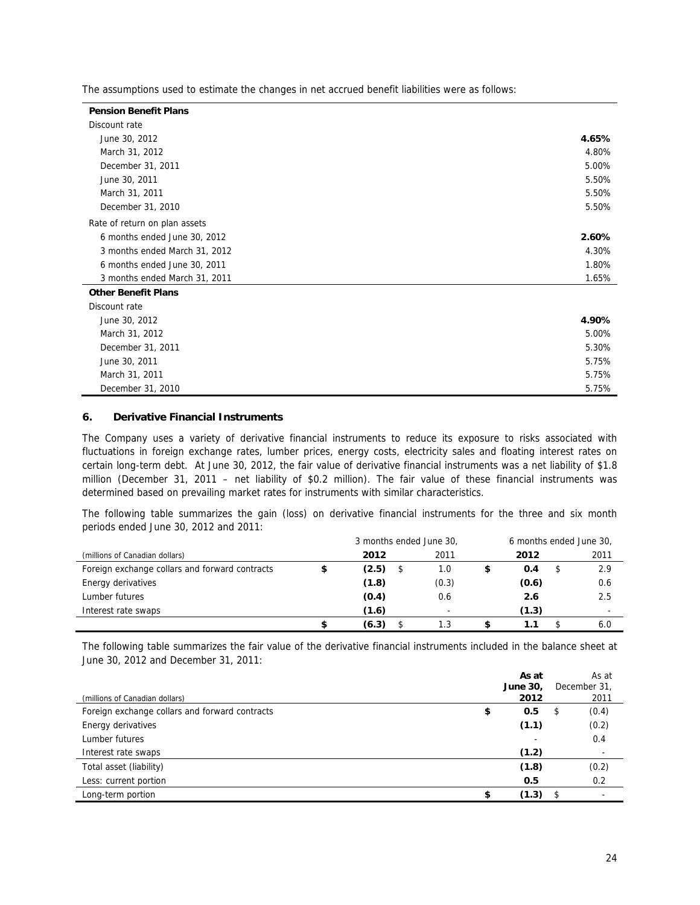The assumptions used to estimate the changes in net accrued benefit liabilities were as follows:

| | |
|---|---|
| **Pension Benefit Plans** | |
| Discount rate | |
| June 30, 2012 | **4.65%** |
| March 31, 2012 | 4.80% |
| December 31, 2011 | 5.00% |
| June 30, 2011 | 5.50% |
| March 31, 2011 | 5.50% |
| December 31, 2010 | 5.50% |
| Rate of return on plan assets | |
| 6 months ended June 30, 2012 | **2.60%** |
| 3 months ended March 31, 2012 | 4.30% |
| 6 months ended June 30, 2011 | 1.80% |
| 3 months ended March 31, 2011 | 1.65% |
| **Other Benefit Plans** | |
| Discount rate | |
| June 30, 2012 | **4.90%** |
| March 31, 2012 | 5.00% |
| December 31, 2011 | 5.30% |
| June 30, 2011 | 5.75% |
| March 31, 2011 | 5.75% |
| December 31, 2010 | 5.75% |

## 6. Derivative Financial Instruments

The Company uses a variety of derivative financial instruments to reduce its exposure to risks associated with fluctuations in foreign exchange rates, lumber prices, energy costs, electricity sales and floating interest rates on certain long-term debt. At June 30, 2012, the fair value of derivative financial instruments was a net liability of $1.8 million (December 31, 2011 – net liability of $0.2 million). The fair value of these financial instruments was determined based on prevailing market rates for instruments with similar characteristics.

The following table summarizes the gain (loss) on derivative financial instruments for the three and six month periods ended June 30, 2012 and 2011:

| | 3 months ended June 30, | | 6 months ended June 30, | |
|---|---|---|---|---|
| (millions of Canadian dollars) | **2012** | 2011 | **2012** | 2011 |
| Foreign exchange collars and forward contracts | **$ (2.5)** | $ 1.0 | **$ 0.4** | $ 2.9 |
| Energy derivatives | **(1.8)** | (0.3) | **(0.6)** | 0.6 |
| Lumber futures | **(0.4)** | 0.6 | **2.6** | 2.5 |
| Interest rate swaps | **(1.6)** | - | **(1.3)** | - |
| | **$ (6.3)** | $ 1.3 | **$ 1.1** | $ 6.0 |

The following table summarizes the fair value of the derivative financial instruments included in the balance sheet at June 30, 2012 and December 31, 2011:

| (millions of Canadian dollars) | **As at June 30, 2012** | As at December 31, 2011 |
|---|---|---|
| Foreign exchange collars and forward contracts | **$ 0.5** | $ (0.4) |
| Energy derivatives | **(1.1)** | (0.2) |
| Lumber futures | - | 0.4 |
| Interest rate swaps | **(1.2)** | - |
| Total asset (liability) | **(1.8)** | (0.2) |
| Less: current portion | **0.5** | 0.2 |
| Long-term portion | **$ (1.3)** | $ - |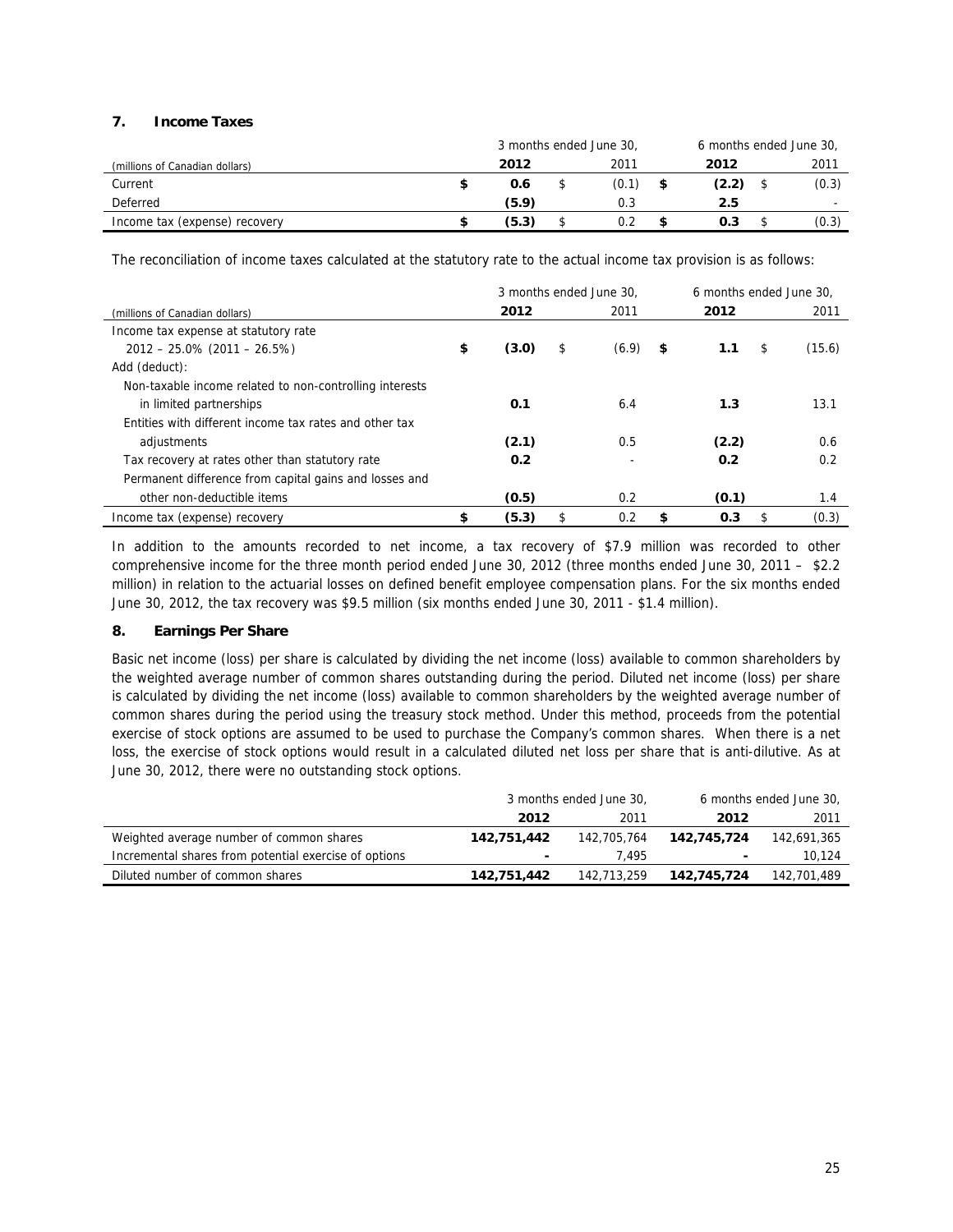## 7. Income Taxes

| (millions of Canadian dollars) | 3 months ended June 30, 2012 | 3 months ended June 30, 2011 | 6 months ended June 30, 2012 | 6 months ended June 30, 2011 |
|---|---|---|---|---|
| Current | **$ 0.6** | $ (0.1) | **$ (2.2)** | $ (0.3) |
| Deferred | **(5.9)** | 0.3 | **2.5** | - |
| Income tax (expense) recovery | **$ (5.3)** | $ 0.2 | **$ 0.3** | $ (0.3) |

The reconciliation of income taxes calculated at the statutory rate to the actual income tax provision is as follows:

| (millions of Canadian dollars) | 3 months ended June 30, 2012 | 3 months ended June 30, 2011 | 6 months ended June 30, 2012 | 6 months ended June 30, 2011 |
|---|---|---|---|---|
| Income tax expense at statutory rate 2012 – 25.0% (2011 – 26.5%) | **$ (3.0)** | $ (6.9) | **$ 1.1** | $ (15.6) |
| Add (deduct): | | | | |
| Non-taxable income related to non-controlling interests in limited partnerships | **0.1** | 6.4 | **1.3** | 13.1 |
| Entities with different income tax rates and other tax adjustments | **(2.1)** | 0.5 | **(2.2)** | 0.6 |
| Tax recovery at rates other than statutory rate | **0.2** | - | **0.2** | 0.2 |
| Permanent difference from capital gains and losses and other non-deductible items | **(0.5)** | 0.2 | **(0.1)** | 1.4 |
| Income tax (expense) recovery | **$ (5.3)** | $ 0.2 | **$ 0.3** | $ (0.3) |

In addition to the amounts recorded to net income, a tax recovery of $7.9 million was recorded to other comprehensive income for the three month period ended June 30, 2012 (three months ended June 30, 2011 – $2.2 million) in relation to the actuarial losses on defined benefit employee compensation plans. For the six months ended June 30, 2012, the tax recovery was $9.5 million (six months ended June 30, 2011 - $1.4 million).

## 8. Earnings Per Share

Basic net income (loss) per share is calculated by dividing the net income (loss) available to common shareholders by the weighted average number of common shares outstanding during the period. Diluted net income (loss) per share is calculated by dividing the net income (loss) available to common shareholders by the weighted average number of common shares during the period using the treasury stock method. Under this method, proceeds from the potential exercise of stock options are assumed to be used to purchase the Company's common shares. When there is a net loss, the exercise of stock options would result in a calculated diluted net loss per share that is anti-dilutive. As at June 30, 2012, there were no outstanding stock options.

| | 3 months ended June 30, 2012 | 3 months ended June 30, 2011 | 6 months ended June 30, 2012 | 6 months ended June 30, 2011 |
|---|---|---|---|---|
| Weighted average number of common shares | **142,751,442** | 142,705,764 | **142,745,724** | 142,691,365 |
| Incremental shares from potential exercise of options | **-** | 7,495 | **-** | 10,124 |
| Diluted number of common shares | **142,751,442** | 142,713,259 | **142,745,724** | 142,701,489 |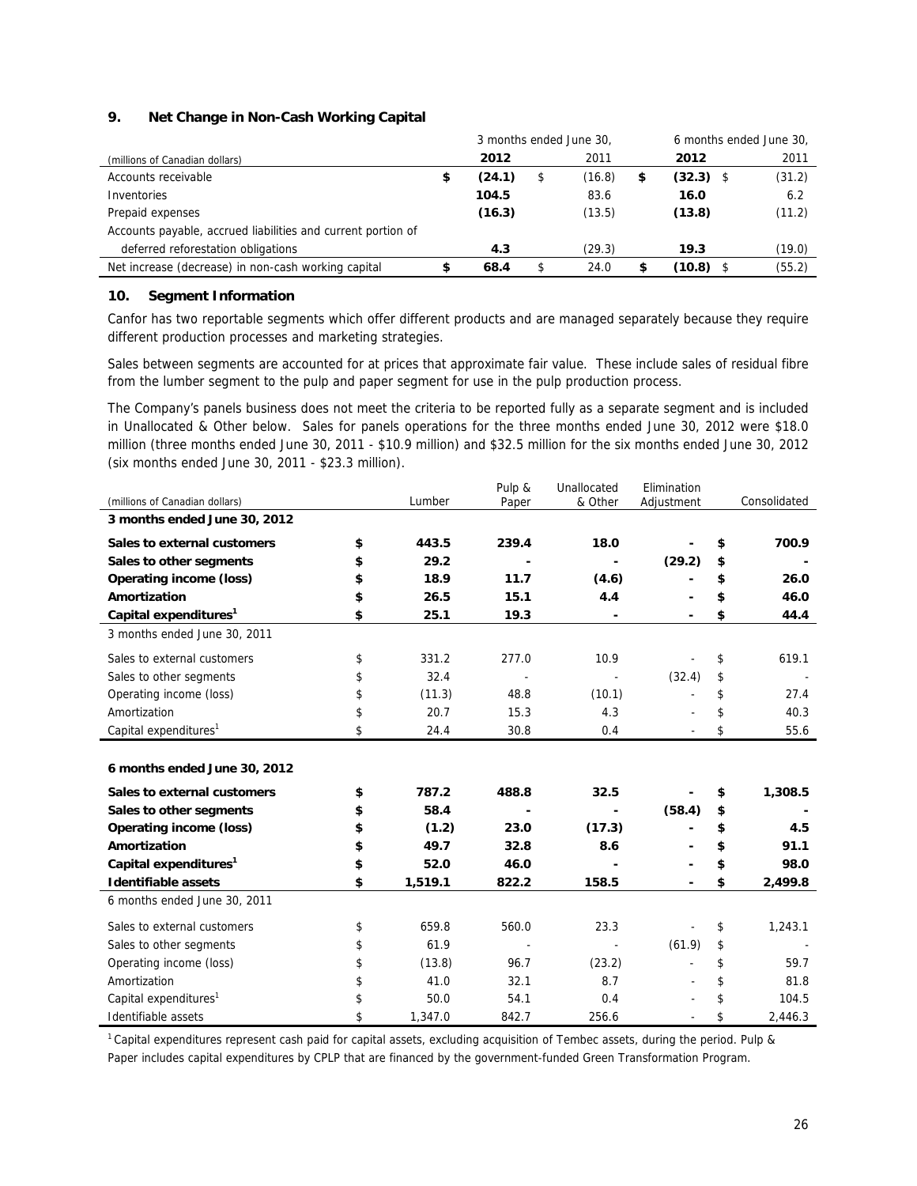## 9. Net Change in Non-Cash Working Capital

| (millions of Canadian dollars) | 3 months ended June 30, 2012 | 3 months ended June 30, 2011 | 6 months ended June 30, 2012 | 6 months ended June 30, 2011 |
|---|---|---|---|---|
| Accounts receivable | $ **(24.1)** | $ (16.8) | $ **(32.3)** | $ (31.2) |
| Inventories | **104.5** | 83.6 | **16.0** | 6.2 |
| Prepaid expenses | **(16.3)** | (13.5) | **(13.8)** | (11.2) |
| Accounts payable, accrued liabilities and current portion of deferred reforestation obligations | **4.3** | (29.3) | **19.3** | (19.0) |
| Net increase (decrease) in non-cash working capital | $ **68.4** | $ 24.0 | $ **(10.8)** | $ (55.2) |

## 10. Segment Information

Canfor has two reportable segments which offer different products and are managed separately because they require different production processes and marketing strategies.

Sales between segments are accounted for at prices that approximate fair value. These include sales of residual fibre from the lumber segment to the pulp and paper segment for use in the pulp production process.

The Company's panels business does not meet the criteria to be reported fully as a separate segment and is included in Unallocated & Other below. Sales for panels operations for the three months ended June 30, 2012 were $18.0 million (three months ended June 30, 2011 - $10.9 million) and $32.5 million for the six months ended June 30, 2012 (six months ended June 30, 2011 - $23.3 million).

| (millions of Canadian dollars) | Lumber | Pulp & Paper | Unallocated & Other | Elimination Adjustment | Consolidated |
|---|---|---|---|---|---|
| **3 months ended June 30, 2012** | | | | | |
| **Sales to external customers** | $ **443.5** | **239.4** | **18.0** | **-** | $ **700.9** |
| **Sales to other segments** | $ **29.2** | **-** | **-** | **(29.2)** | $ **-** |
| **Operating income (loss)** | $ **18.9** | **11.7** | **(4.6)** | **-** | $ **26.0** |
| **Amortization** | $ **26.5** | **15.1** | **4.4** | **-** | $ **46.0** |
| **Capital expenditures[1]** | $ **25.1** | **19.3** | **-** | **-** | $ **44.4** |
| 3 months ended June 30, 2011 | | | | | |
| Sales to external customers | $ 331.2 | 277.0 | 10.9 | - | $ 619.1 |
| Sales to other segments | $ 32.4 | - | - | (32.4) | $ - |
| Operating income (loss) | $ (11.3) | 48.8 | (10.1) | - | $ 27.4 |
| Amortization | $ 20.7 | 15.3 | 4.3 | - | $ 40.3 |
| Capital expenditures[1] | $ 24.4 | 30.8 | 0.4 | - | $ 55.6 |
| **6 months ended June 30, 2012** | | | | | |
| **Sales to external customers** | $ **787.2** | **488.8** | **32.5** | **-** | $ **1,308.5** |
| **Sales to other segments** | $ **58.4** | **-** | **-** | **(58.4)** | $ **-** |
| **Operating income (loss)** | $ **(1.2)** | **23.0** | **(17.3)** | **-** | $ **4.5** |
| **Amortization** | $ **49.7** | **32.8** | **8.6** | **-** | $ **91.1** |
| **Capital expenditures[1]** | $ **52.0** | **46.0** | **-** | **-** | $ **98.0** |
| **Identifiable assets** | $ **1,519.1** | **822.2** | **158.5** | **-** | $ **2,499.8** |
| 6 months ended June 30, 2011 | | | | | |
| Sales to external customers | $ 659.8 | 560.0 | 23.3 | - | $ 1,243.1 |
| Sales to other segments | $ 61.9 | - | - | (61.9) | $ - |
| Operating income (loss) | $ (13.8) | 96.7 | (23.2) | - | $ 59.7 |
| Amortization | $ 41.0 | 32.1 | 8.7 | - | $ 81.8 |
| Capital expenditures[1] | $ 50.0 | 54.1 | 0.4 | - | $ 104.5 |
| Identifiable assets | $ 1,347.0 | 842.7 | 256.6 | - | $ 2,446.3 |

[1] Capital expenditures represent cash paid for capital assets, excluding acquisition of Tembec assets, during the period. Pulp & Paper includes capital expenditures by CPLP that are financed by the government-funded Green Transformation Program.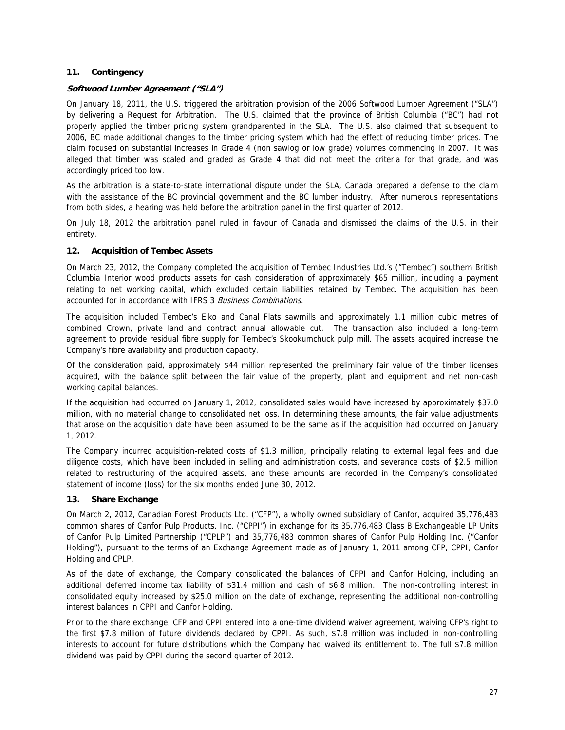## 11. Contingency

### *Softwood Lumber Agreement ("SLA")*

On January 18, 2011, the U.S. triggered the arbitration provision of the 2006 Softwood Lumber Agreement ("SLA") by delivering a Request for Arbitration. The U.S. claimed that the province of British Columbia ("BC") had not properly applied the timber pricing system grandparented in the SLA. The U.S. also claimed that subsequent to 2006, BC made additional changes to the timber pricing system which had the effect of reducing timber prices. The claim focused on substantial increases in Grade 4 (non sawlog or low grade) volumes commencing in 2007. It was alleged that timber was scaled and graded as Grade 4 that did not meet the criteria for that grade, and was accordingly priced too low.

As the arbitration is a state-to-state international dispute under the SLA, Canada prepared a defense to the claim with the assistance of the BC provincial government and the BC lumber industry. After numerous representations from both sides, a hearing was held before the arbitration panel in the first quarter of 2012.

On July 18, 2012 the arbitration panel ruled in favour of Canada and dismissed the claims of the U.S. in their entirety.

## 12. Acquisition of Tembec Assets

On March 23, 2012, the Company completed the acquisition of Tembec Industries Ltd.'s ("Tembec") southern British Columbia Interior wood products assets for cash consideration of approximately $65 million, including a payment relating to net working capital, which excluded certain liabilities retained by Tembec. The acquisition has been accounted for in accordance with IFRS 3 *Business Combinations.*

The acquisition included Tembec's Elko and Canal Flats sawmills and approximately 1.1 million cubic metres of combined Crown, private land and contract annual allowable cut. The transaction also included a long-term agreement to provide residual fibre supply for Tembec's Skookumchuck pulp mill. The assets acquired increase the Company's fibre availability and production capacity.

Of the consideration paid, approximately $44 million represented the preliminary fair value of the timber licenses acquired, with the balance split between the fair value of the property, plant and equipment and net non-cash working capital balances.

If the acquisition had occurred on January 1, 2012, consolidated sales would have increased by approximately $37.0 million, with no material change to consolidated net loss. In determining these amounts, the fair value adjustments that arose on the acquisition date have been assumed to be the same as if the acquisition had occurred on January 1, 2012.

The Company incurred acquisition-related costs of $1.3 million, principally relating to external legal fees and due diligence costs, which have been included in selling and administration costs, and severance costs of $2.5 million related to restructuring of the acquired assets, and these amounts are recorded in the Company's consolidated statement of income (loss) for the six months ended June 30, 2012.

## 13. Share Exchange

On March 2, 2012, Canadian Forest Products Ltd. ("CFP"), a wholly owned subsidiary of Canfor, acquired 35,776,483 common shares of Canfor Pulp Products, Inc. ("CPPI") in exchange for its 35,776,483 Class B Exchangeable LP Units of Canfor Pulp Limited Partnership ("CPLP") and 35,776,483 common shares of Canfor Pulp Holding Inc. ("Canfor Holding"), pursuant to the terms of an Exchange Agreement made as of January 1, 2011 among CFP, CPPI, Canfor Holding and CPLP.

As of the date of exchange, the Company consolidated the balances of CPPI and Canfor Holding, including an additional deferred income tax liability of $31.4 million and cash of $6.8 million. The non-controlling interest in consolidated equity increased by $25.0 million on the date of exchange, representing the additional non-controlling interest balances in CPPI and Canfor Holding.

Prior to the share exchange, CFP and CPPI entered into a one-time dividend waiver agreement, waiving CFP's right to the first $7.8 million of future dividends declared by CPPI. As such, $7.8 million was included in non-controlling interests to account for future distributions which the Company had waived its entitlement to. The full $7.8 million dividend was paid by CPPI during the second quarter of 2012.